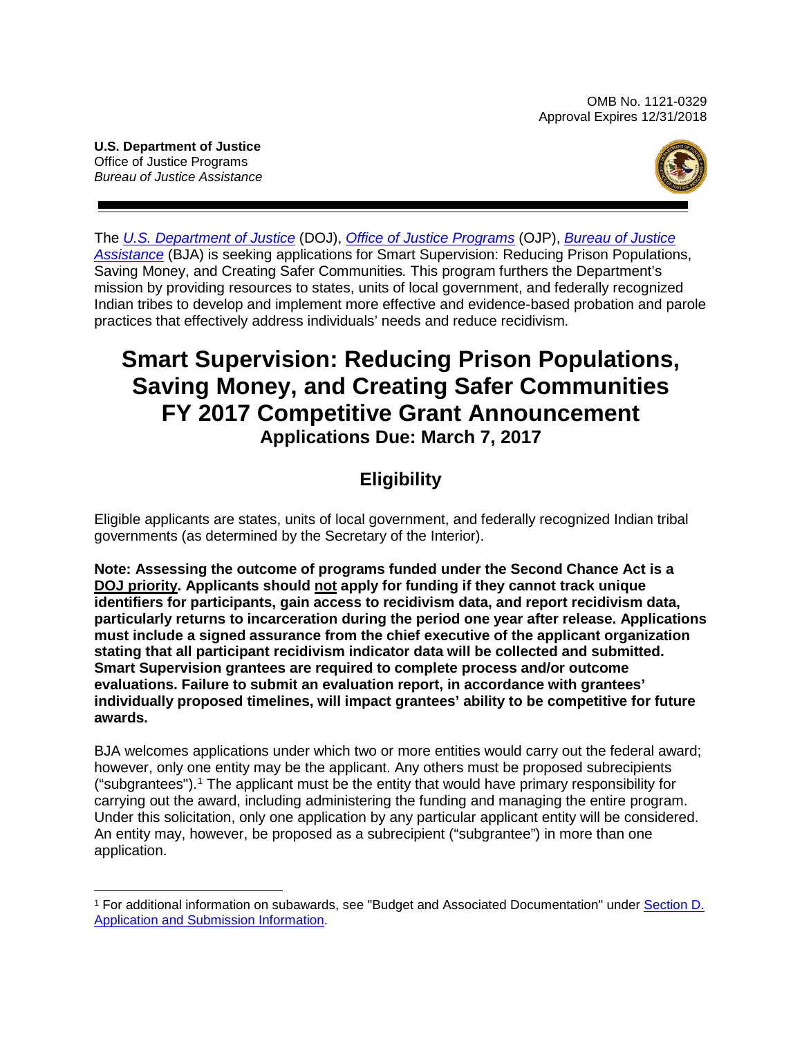OMB No. 1121-0329
Approval Expires 12/31/2018

**U.S. Department of Justice**
Office of Justice Programs
*Bureau of Justice Assistance*

The *U.S. Department of Justice* (DOJ), *Office of Justice Programs* (OJP), *Bureau of Justice Assistance* (BJA) is seeking applications for Smart Supervision: Reducing Prison Populations, Saving Money, and Creating Safer Communities*.* This program furthers the Department's mission by providing resources to states, units of local government, and federally recognized Indian tribes to develop and implement more effective and evidence-based probation and parole practices that effectively address individuals' needs and reduce recidivism*.*

# Smart Supervision: Reducing Prison Populations, Saving Money, and Creating Safer Communities FY 2017 Competitive Grant Announcement

## Applications Due: March 7, 2017

## Eligibility

Eligible applicants are states, units of local government, and federally recognized Indian tribal governments (as determined by the Secretary of the Interior).

**Note: Assessing the outcome of programs funded under the Second Chance Act is a DOJ priority. Applicants should not apply for funding if they cannot track unique identifiers for participants, gain access to recidivism data, and report recidivism data, particularly returns to incarceration during the period one year after release. Applications must include a signed assurance from the chief executive of the applicant organization stating that all participant recidivism indicator data will be collected and submitted. Smart Supervision grantees are required to complete process and/or outcome evaluations. Failure to submit an evaluation report, in accordance with grantees' individually proposed timelines, will impact grantees' ability to be competitive for future awards.**

BJA welcomes applications under which two or more entities would carry out the federal award; however, only one entity may be the applicant. Any others must be proposed subrecipients ("subgrantees").[1] The applicant must be the entity that would have primary responsibility for carrying out the award, including administering the funding and managing the entire program. Under this solicitation, only one application by any particular applicant entity will be considered. An entity may, however, be proposed as a subrecipient ("subgrantee") in more than one application.

[1] For additional information on subawards, see "Budget and Associated Documentation" under Section D. Application and Submission Information.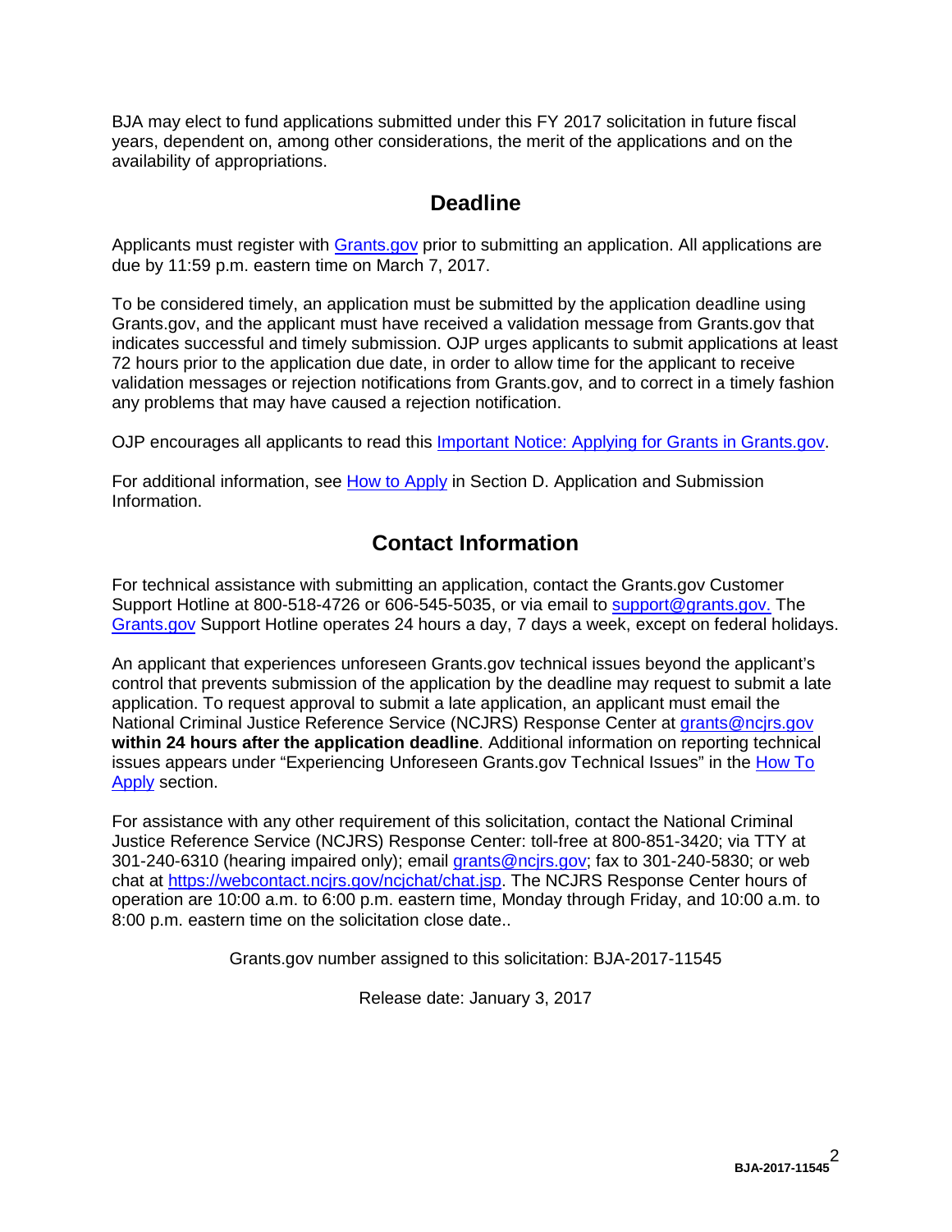BJA may elect to fund applications submitted under this FY 2017 solicitation in future fiscal years, dependent on, among other considerations, the merit of the applications and on the availability of appropriations.

## Deadline

Applicants must register with [Grants.gov](http://www.grants.gov) prior to submitting an application. All applications are due by 11:59 p.m. eastern time on March 7, 2017.

To be considered timely, an application must be submitted by the application deadline using Grants.gov, and the applicant must have received a validation message from Grants.gov that indicates successful and timely submission. OJP urges applicants to submit applications at least 72 hours prior to the application due date, in order to allow time for the applicant to receive validation messages or rejection notifications from Grants.gov, and to correct in a timely fashion any problems that may have caused a rejection notification.

OJP encourages all applicants to read this Important Notice: Applying for Grants in Grants.gov.

For additional information, see How to Apply in Section D. Application and Submission Information.

## Contact Information

For technical assistance with submitting an application, contact the Grants.gov Customer Support Hotline at 800-518-4726 or 606-545-5035, or via email to support@grants.gov. The Grants.gov Support Hotline operates 24 hours a day, 7 days a week, except on federal holidays.

An applicant that experiences unforeseen Grants.gov technical issues beyond the applicant's control that prevents submission of the application by the deadline may request to submit a late application. To request approval to submit a late application, an applicant must email the National Criminal Justice Reference Service (NCJRS) Response Center at grants@ncjrs.gov **within 24 hours after the application deadline**. Additional information on reporting technical issues appears under "Experiencing Unforeseen Grants.gov Technical Issues" in the How To Apply section.

For assistance with any other requirement of this solicitation, contact the National Criminal Justice Reference Service (NCJRS) Response Center: toll-free at 800-851-3420; via TTY at 301-240-6310 (hearing impaired only); email grants@ncjrs.gov; fax to 301-240-5830; or web chat at https://webcontact.ncjrs.gov/ncjchat/chat.jsp. The NCJRS Response Center hours of operation are 10:00 a.m. to 6:00 p.m. eastern time, Monday through Friday, and 10:00 a.m. to 8:00 p.m. eastern time on the solicitation close date..

Grants.gov number assigned to this solicitation: BJA-2017-11545

Release date: January 3, 2017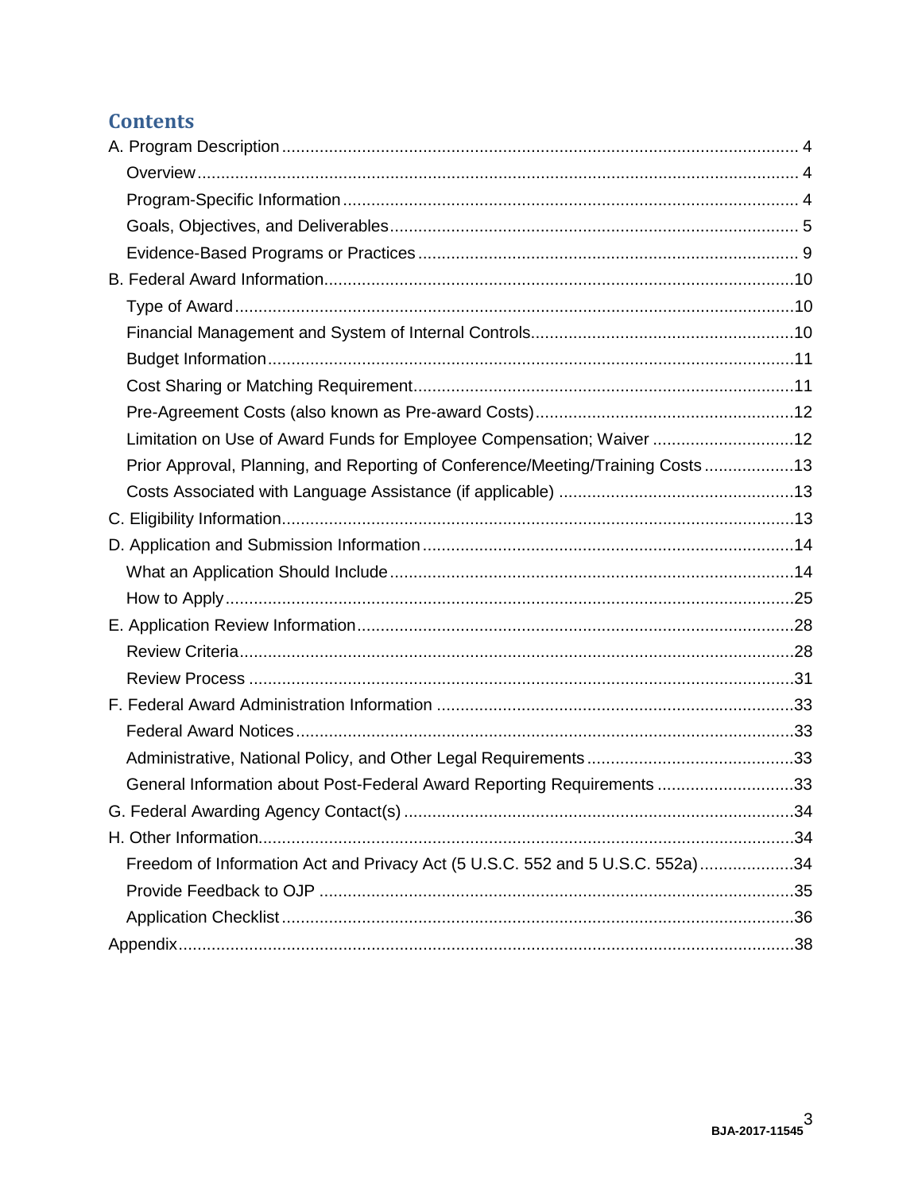## Contents

A. Program Description ........................................................................................................... 4

- Overview .............................................................................................................................. 4
- Program-Specific Information ............................................................................................... 4
- Goals, Objectives, and Deliverables ..................................................................................... 5
- Evidence-Based Programs or Practices ................................................................................ 9

B. Federal Award Information ................................................................................................. 10

- Type of Award ...................................................................................................................... 10
- Financial Management and System of Internal Controls ...................................................... 10
- Budget Information ............................................................................................................... 11
- Cost Sharing or Matching Requirement ................................................................................ 11
- Pre-Agreement Costs (also known as Pre-award Costs) ...................................................... 12
- Limitation on Use of Award Funds for Employee Compensation; Waiver ............................. 12
- Prior Approval, Planning, and Reporting of Conference/Meeting/Training Costs .................. 13
- Costs Associated with Language Assistance (if applicable) ................................................. 13

C. Eligibility Information ........................................................................................................... 13

D. Application and Submission Information ............................................................................. 14

- What an Application Should Include .................................................................................... 14
- How to Apply ........................................................................................................................ 25

E. Application Review Information ........................................................................................... 28

- Review Criteria ..................................................................................................................... 28
- Review Process .................................................................................................................... 31

F. Federal Award Administration Information ........................................................................... 33

- Federal Award Notices ......................................................................................................... 33
- Administrative, National Policy, and Other Legal Requirements ........................................... 33
- General Information about Post-Federal Award Reporting Requirements ............................ 33

G. Federal Awarding Agency Contact(s) .................................................................................. 34

H. Other Information ................................................................................................................ 34

- Freedom of Information Act and Privacy Act (5 U.S.C. 552 and 5 U.S.C. 552a) ................... 34
- Provide Feedback to OJP .................................................................................................... 35
- Application Checklist ............................................................................................................ 36

Appendix .................................................................................................................................. 38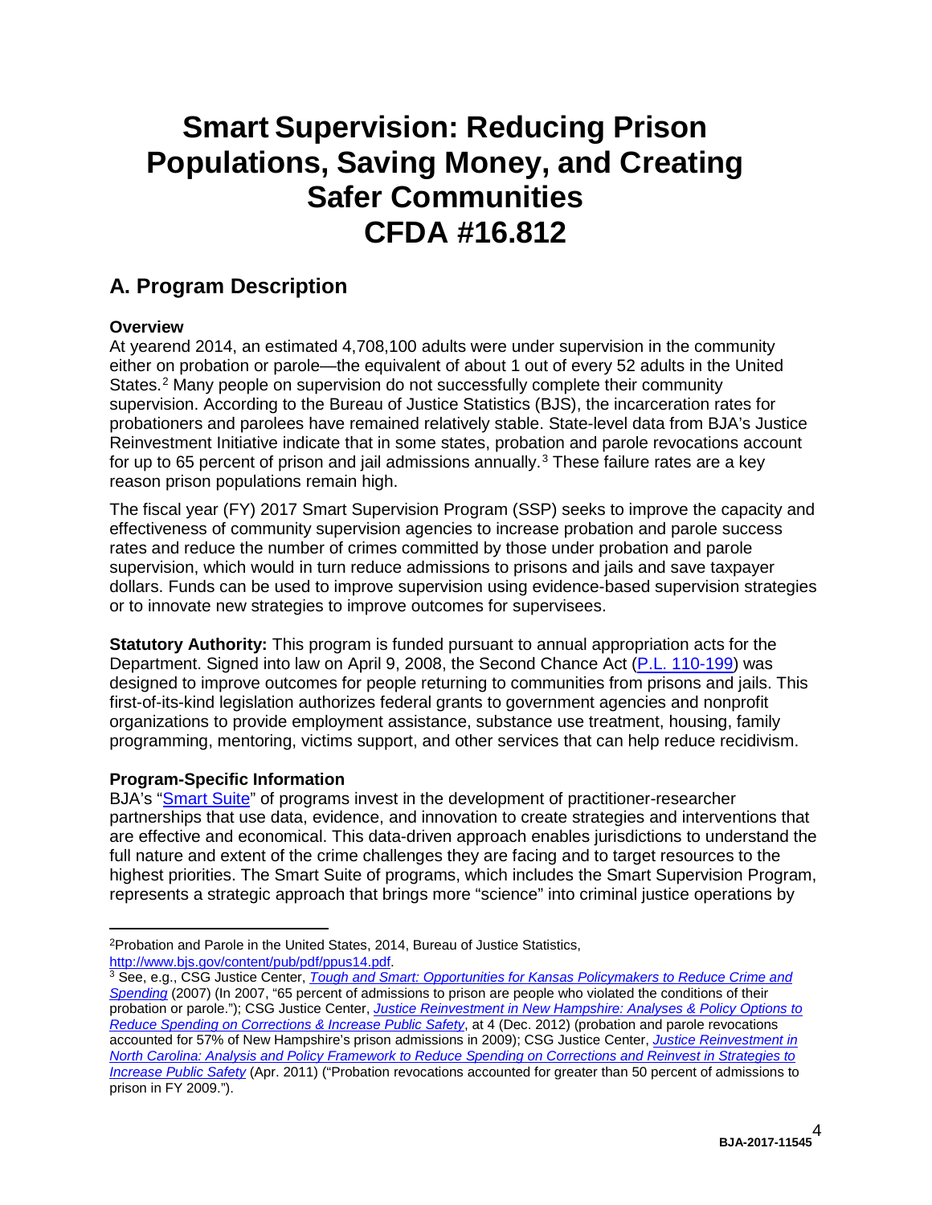# Smart Supervision: Reducing Prison Populations, Saving Money, and Creating Safer Communities CFDA #16.812

## A. Program Description

**Overview**

At yearend 2014, an estimated 4,708,100 adults were under supervision in the community either on probation or parole—the equivalent of about 1 out of every 52 adults in the United States.[2] Many people on supervision do not successfully complete their community supervision. According to the Bureau of Justice Statistics (BJS), the incarceration rates for probationers and parolees have remained relatively stable. State-level data from BJA's Justice Reinvestment Initiative indicate that in some states, probation and parole revocations account for up to 65 percent of prison and jail admissions annually.[3] These failure rates are a key reason prison populations remain high.

The fiscal year (FY) 2017 Smart Supervision Program (SSP) seeks to improve the capacity and effectiveness of community supervision agencies to increase probation and parole success rates and reduce the number of crimes committed by those under probation and parole supervision, which would in turn reduce admissions to prisons and jails and save taxpayer dollars. Funds can be used to improve supervision using evidence-based supervision strategies or to innovate new strategies to improve outcomes for supervisees.

**Statutory Authority:** This program is funded pursuant to annual appropriation acts for the Department. Signed into law on April 9, 2008, the Second Chance Act (P.L. 110-199) was designed to improve outcomes for people returning to communities from prisons and jails. This first-of-its-kind legislation authorizes federal grants to government agencies and nonprofit organizations to provide employment assistance, substance use treatment, housing, family programming, mentoring, victims support, and other services that can help reduce recidivism.

**Program-Specific Information**

BJA's "Smart Suite" of programs invest in the development of practitioner-researcher partnerships that use data, evidence, and innovation to create strategies and interventions that are effective and economical. This data-driven approach enables jurisdictions to understand the full nature and extent of the crime challenges they are facing and to target resources to the highest priorities. The Smart Suite of programs, which includes the Smart Supervision Program, represents a strategic approach that brings more "science" into criminal justice operations by

---

[2] Probation and Parole in the United States, 2014, Bureau of Justice Statistics, http://www.bjs.gov/content/pub/pdf/ppus14.pdf.

[3] See, e.g., CSG Justice Center, *Tough and Smart: Opportunities for Kansas Policymakers to Reduce Crime and Spending* (2007) (In 2007, "65 percent of admissions to prison are people who violated the conditions of their probation or parole."); CSG Justice Center, *Justice Reinvestment in New Hampshire: Analyses & Policy Options to Reduce Spending on Corrections & Increase Public Safety*, at 4 (Dec. 2012) (probation and parole revocations accounted for 57% of New Hampshire's prison admissions in 2009); CSG Justice Center, *Justice Reinvestment in North Carolina: Analysis and Policy Framework to Reduce Spending on Corrections and Reinvest in Strategies to Increase Public Safety* (Apr. 2011) ("Probation revocations accounted for greater than 50 percent of admissions to prison in FY 2009.").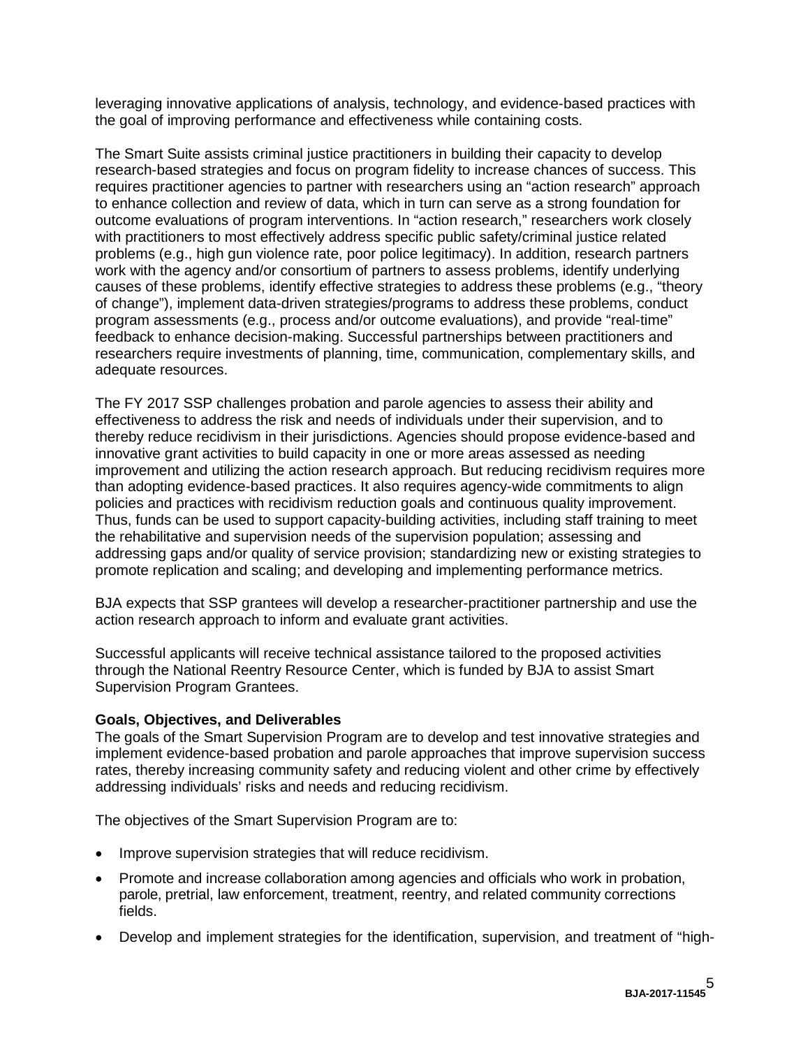leveraging innovative applications of analysis, technology, and evidence-based practices with the goal of improving performance and effectiveness while containing costs.

The Smart Suite assists criminal justice practitioners in building their capacity to develop research-based strategies and focus on program fidelity to increase chances of success. This requires practitioner agencies to partner with researchers using an "action research" approach to enhance collection and review of data, which in turn can serve as a strong foundation for outcome evaluations of program interventions. In "action research," researchers work closely with practitioners to most effectively address specific public safety/criminal justice related problems (e.g., high gun violence rate, poor police legitimacy). In addition, research partners work with the agency and/or consortium of partners to assess problems, identify underlying causes of these problems, identify effective strategies to address these problems (e.g., "theory of change"), implement data-driven strategies/programs to address these problems, conduct program assessments (e.g., process and/or outcome evaluations), and provide "real-time" feedback to enhance decision-making. Successful partnerships between practitioners and researchers require investments of planning, time, communication, complementary skills, and adequate resources.

The FY 2017 SSP challenges probation and parole agencies to assess their ability and effectiveness to address the risk and needs of individuals under their supervision, and to thereby reduce recidivism in their jurisdictions. Agencies should propose evidence-based and innovative grant activities to build capacity in one or more areas assessed as needing improvement and utilizing the action research approach. But reducing recidivism requires more than adopting evidence-based practices. It also requires agency-wide commitments to align policies and practices with recidivism reduction goals and continuous quality improvement. Thus, funds can be used to support capacity-building activities, including staff training to meet the rehabilitative and supervision needs of the supervision population; assessing and addressing gaps and/or quality of service provision; standardizing new or existing strategies to promote replication and scaling; and developing and implementing performance metrics.

BJA expects that SSP grantees will develop a researcher-practitioner partnership and use the action research approach to inform and evaluate grant activities.

Successful applicants will receive technical assistance tailored to the proposed activities through the National Reentry Resource Center, which is funded by BJA to assist Smart Supervision Program Grantees.

**Goals, Objectives, and Deliverables**

The goals of the Smart Supervision Program are to develop and test innovative strategies and implement evidence-based probation and parole approaches that improve supervision success rates, thereby increasing community safety and reducing violent and other crime by effectively addressing individuals' risks and needs and reducing recidivism.

The objectives of the Smart Supervision Program are to:

- Improve supervision strategies that will reduce recidivism.
- Promote and increase collaboration among agencies and officials who work in probation, parole, pretrial, law enforcement, treatment, reentry, and related community corrections fields.
- Develop and implement strategies for the identification, supervision, and treatment of "high-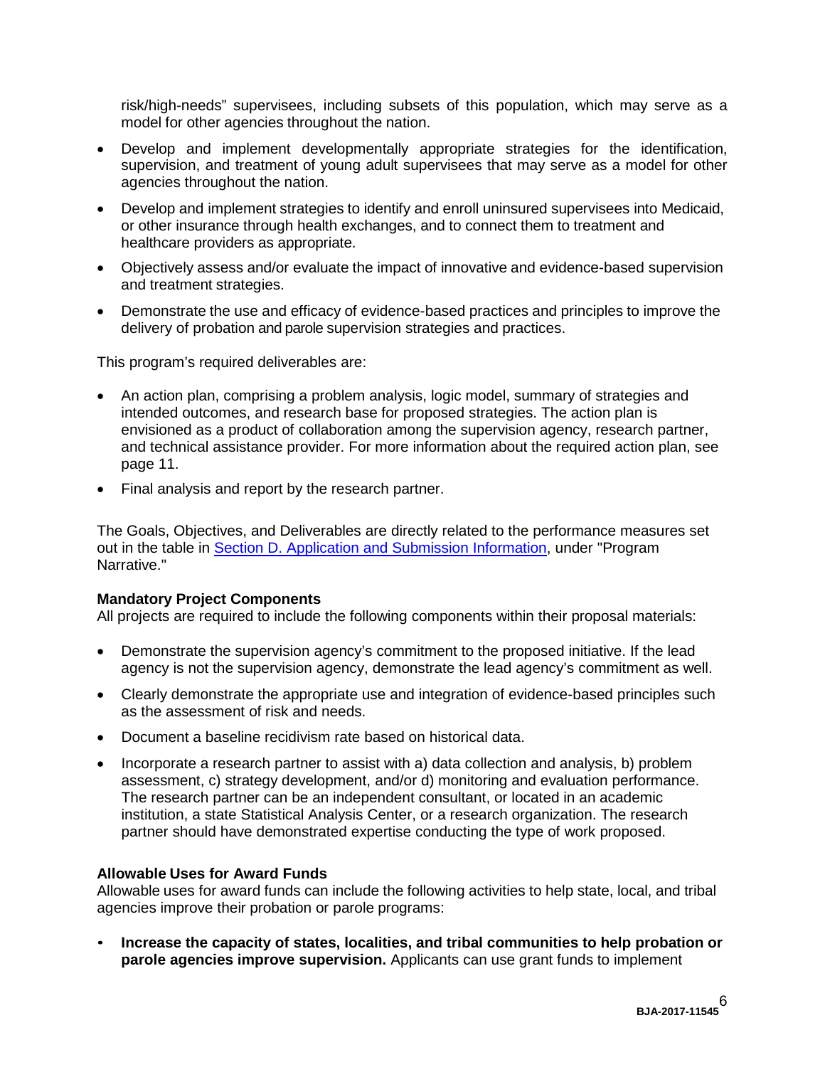risk/high-needs" supervisees, including subsets of this population, which may serve as a model for other agencies throughout the nation.

- Develop and implement developmentally appropriate strategies for the identification, supervision, and treatment of young adult supervisees that may serve as a model for other agencies throughout the nation.
- Develop and implement strategies to identify and enroll uninsured supervisees into Medicaid, or other insurance through health exchanges, and to connect them to treatment and healthcare providers as appropriate.
- Objectively assess and/or evaluate the impact of innovative and evidence-based supervision and treatment strategies.
- Demonstrate the use and efficacy of evidence-based practices and principles to improve the delivery of probation and parole supervision strategies and practices.

This program's required deliverables are:

- An action plan, comprising a problem analysis, logic model, summary of strategies and intended outcomes, and research base for proposed strategies. The action plan is envisioned as a product of collaboration among the supervision agency, research partner, and technical assistance provider. For more information about the required action plan, see page 11.
- Final analysis and report by the research partner.

The Goals, Objectives, and Deliverables are directly related to the performance measures set out in the table in Section D. Application and Submission Information, under "Program Narrative."

**Mandatory Project Components**
All projects are required to include the following components within their proposal materials:

- Demonstrate the supervision agency's commitment to the proposed initiative. If the lead agency is not the supervision agency, demonstrate the lead agency's commitment as well.
- Clearly demonstrate the appropriate use and integration of evidence-based principles such as the assessment of risk and needs.
- Document a baseline recidivism rate based on historical data.
- Incorporate a research partner to assist with a) data collection and analysis, b) problem assessment, c) strategy development, and/or d) monitoring and evaluation performance. The research partner can be an independent consultant, or located in an academic institution, a state Statistical Analysis Center, or a research organization. The research partner should have demonstrated expertise conducting the type of work proposed.

**Allowable Uses for Award Funds**
Allowable uses for award funds can include the following activities to help state, local, and tribal agencies improve their probation or parole programs:

- **Increase the capacity of states, localities, and tribal communities to help probation or parole agencies improve supervision.** Applicants can use grant funds to implement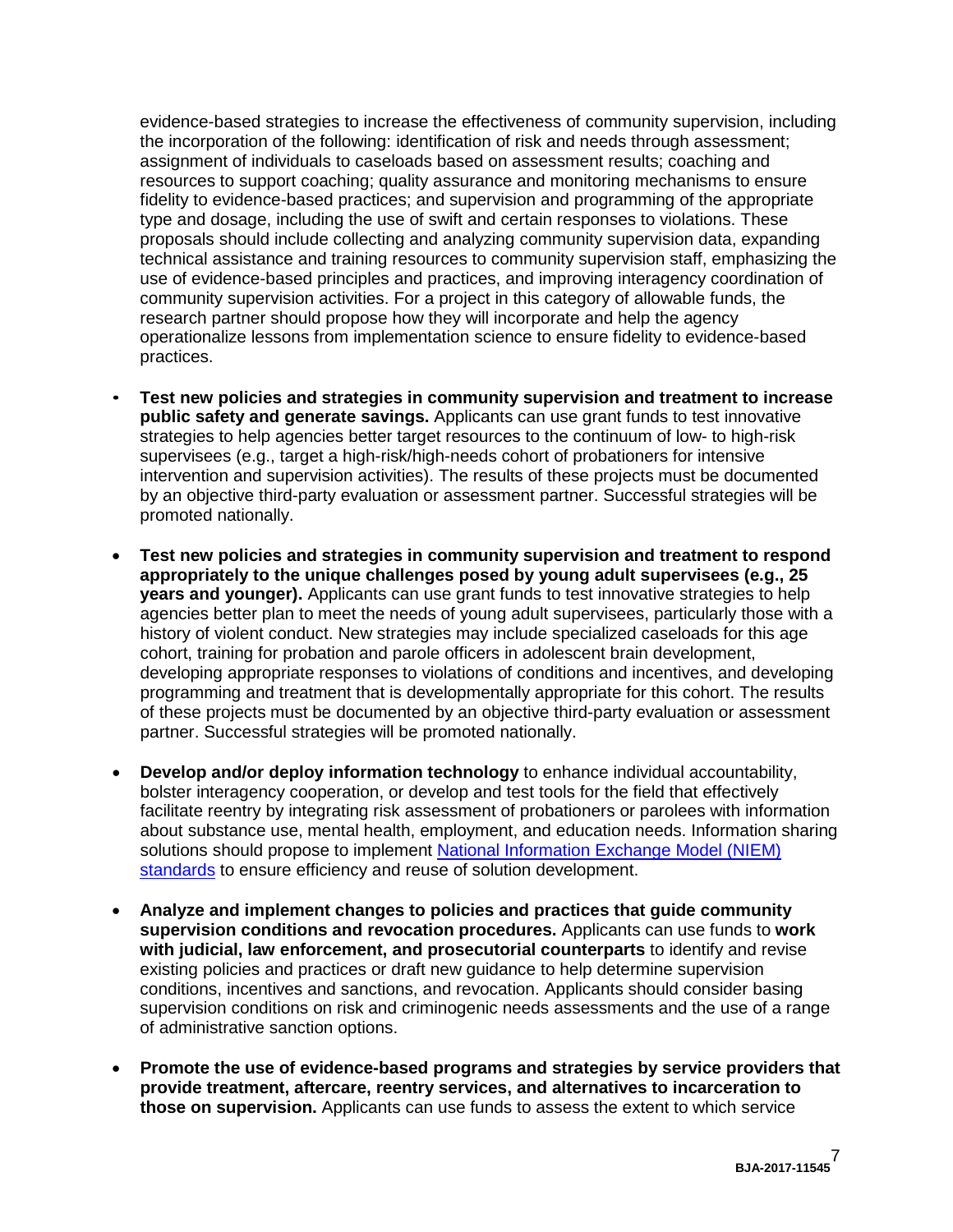evidence-based strategies to increase the effectiveness of community supervision, including the incorporation of the following: identification of risk and needs through assessment; assignment of individuals to caseloads based on assessment results; coaching and resources to support coaching; quality assurance and monitoring mechanisms to ensure fidelity to evidence-based practices; and supervision and programming of the appropriate type and dosage, including the use of swift and certain responses to violations. These proposals should include collecting and analyzing community supervision data, expanding technical assistance and training resources to community supervision staff, emphasizing the use of evidence-based principles and practices, and improving interagency coordination of community supervision activities. For a project in this category of allowable funds, the research partner should propose how they will incorporate and help the agency operationalize lessons from implementation science to ensure fidelity to evidence-based practices.

- **Test new policies and strategies in community supervision and treatment to increase public safety and generate savings.** Applicants can use grant funds to test innovative strategies to help agencies better target resources to the continuum of low- to high-risk supervisees (e.g., target a high-risk/high-needs cohort of probationers for intensive intervention and supervision activities). The results of these projects must be documented by an objective third-party evaluation or assessment partner. Successful strategies will be promoted nationally.

- **Test new policies and strategies in community supervision and treatment to respond appropriately to the unique challenges posed by young adult supervisees (e.g., 25 years and younger).** Applicants can use grant funds to test innovative strategies to help agencies better plan to meet the needs of young adult supervisees, particularly those with a history of violent conduct. New strategies may include specialized caseloads for this age cohort, training for probation and parole officers in adolescent brain development, developing appropriate responses to violations of conditions and incentives, and developing programming and treatment that is developmentally appropriate for this cohort. The results of these projects must be documented by an objective third-party evaluation or assessment partner. Successful strategies will be promoted nationally.

- **Develop and/or deploy information technology** to enhance individual accountability, bolster interagency cooperation, or develop and test tools for the field that effectively facilitate reentry by integrating risk assessment of probationers or parolees with information about substance use, mental health, employment, and education needs. Information sharing solutions should propose to implement National Information Exchange Model (NIEM) standards to ensure efficiency and reuse of solution development.

- **Analyze and implement changes to policies and practices that guide community supervision conditions and revocation procedures.** Applicants can use funds to **work with judicial, law enforcement, and prosecutorial counterparts** to identify and revise existing policies and practices or draft new guidance to help determine supervision conditions, incentives and sanctions, and revocation. Applicants should consider basing supervision conditions on risk and criminogenic needs assessments and the use of a range of administrative sanction options.

- **Promote the use of evidence-based programs and strategies by service providers that provide treatment, aftercare, reentry services, and alternatives to incarceration to those on supervision.** Applicants can use funds to assess the extent to which service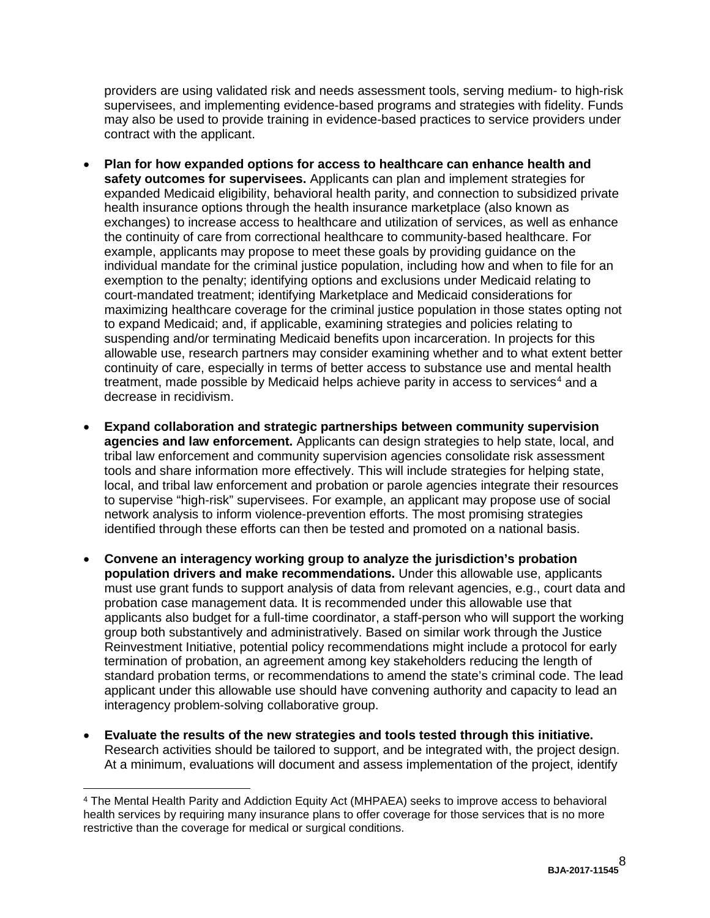providers are using validated risk and needs assessment tools, serving medium- to high-risk supervisees, and implementing evidence-based programs and strategies with fidelity. Funds may also be used to provide training in evidence-based practices to service providers under contract with the applicant.

- **Plan for how expanded options for access to healthcare can enhance health and safety outcomes for supervisees.** Applicants can plan and implement strategies for expanded Medicaid eligibility, behavioral health parity, and connection to subsidized private health insurance options through the health insurance marketplace (also known as exchanges) to increase access to healthcare and utilization of services, as well as enhance the continuity of care from correctional healthcare to community-based healthcare. For example, applicants may propose to meet these goals by providing guidance on the individual mandate for the criminal justice population, including how and when to file for an exemption to the penalty; identifying options and exclusions under Medicaid relating to court-mandated treatment; identifying Marketplace and Medicaid considerations for maximizing healthcare coverage for the criminal justice population in those states opting not to expand Medicaid; and, if applicable, examining strategies and policies relating to suspending and/or terminating Medicaid benefits upon incarceration. In projects for this allowable use, research partners may consider examining whether and to what extent better continuity of care, especially in terms of better access to substance use and mental health treatment, made possible by Medicaid helps achieve parity in access to services[4] and a decrease in recidivism.

- **Expand collaboration and strategic partnerships between community supervision agencies and law enforcement.** Applicants can design strategies to help state, local, and tribal law enforcement and community supervision agencies consolidate risk assessment tools and share information more effectively. This will include strategies for helping state, local, and tribal law enforcement and probation or parole agencies integrate their resources to supervise "high-risk" supervisees. For example, an applicant may propose use of social network analysis to inform violence-prevention efforts. The most promising strategies identified through these efforts can then be tested and promoted on a national basis.

- **Convene an interagency working group to analyze the jurisdiction's probation population drivers and make recommendations.** Under this allowable use, applicants must use grant funds to support analysis of data from relevant agencies, e.g., court data and probation case management data. It is recommended under this allowable use that applicants also budget for a full-time coordinator, a staff-person who will support the working group both substantively and administratively. Based on similar work through the Justice Reinvestment Initiative, potential policy recommendations might include a protocol for early termination of probation, an agreement among key stakeholders reducing the length of standard probation terms, or recommendations to amend the state's criminal code. The lead applicant under this allowable use should have convening authority and capacity to lead an interagency problem-solving collaborative group.

- **Evaluate the results of the new strategies and tools tested through this initiative.** Research activities should be tailored to support, and be integrated with, the project design. At a minimum, evaluations will document and assess implementation of the project, identify

[4] The Mental Health Parity and Addiction Equity Act (MHPAEA) seeks to improve access to behavioral health services by requiring many insurance plans to offer coverage for those services that is no more restrictive than the coverage for medical or surgical conditions.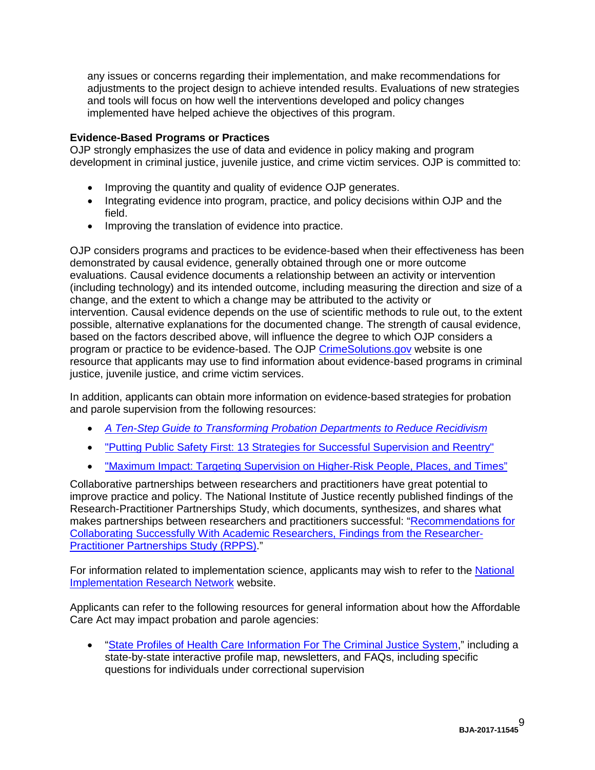any issues or concerns regarding their implementation, and make recommendations for adjustments to the project design to achieve intended results. Evaluations of new strategies and tools will focus on how well the interventions developed and policy changes implemented have helped achieve the objectives of this program.

**Evidence-Based Programs or Practices**

OJP strongly emphasizes the use of data and evidence in policy making and program development in criminal justice, juvenile justice, and crime victim services. OJP is committed to:

- Improving the quantity and quality of evidence OJP generates.
- Integrating evidence into program, practice, and policy decisions within OJP and the field.
- Improving the translation of evidence into practice.

OJP considers programs and practices to be evidence-based when their effectiveness has been demonstrated by causal evidence, generally obtained through one or more outcome evaluations. Causal evidence documents a relationship between an activity or intervention (including technology) and its intended outcome, including measuring the direction and size of a change, and the extent to which a change may be attributed to the activity or intervention. Causal evidence depends on the use of scientific methods to rule out, to the extent possible, alternative explanations for the documented change. The strength of causal evidence, based on the factors described above, will influence the degree to which OJP considers a program or practice to be evidence-based. The OJP CrimeSolutions.gov website is one resource that applicants may use to find information about evidence-based programs in criminal justice, juvenile justice, and crime victim services.

In addition, applicants can obtain more information on evidence-based strategies for probation and parole supervision from the following resources:

- *A Ten-Step Guide to Transforming Probation Departments to Reduce Recidivism*
- "Putting Public Safety First: 13 Strategies for Successful Supervision and Reentry"
- "Maximum Impact: Targeting Supervision on Higher-Risk People, Places, and Times"

Collaborative partnerships between researchers and practitioners have great potential to improve practice and policy. The National Institute of Justice recently published findings of the Research-Practitioner Partnerships Study, which documents, synthesizes, and shares what makes partnerships between researchers and practitioners successful: "Recommendations for Collaborating Successfully With Academic Researchers, Findings from the Researcher-Practitioner Partnerships Study (RPPS)."

For information related to implementation science, applicants may wish to refer to the National Implementation Research Network website.

Applicants can refer to the following resources for general information about how the Affordable Care Act may impact probation and parole agencies:

- "State Profiles of Health Care Information For The Criminal Justice System," including a state-by-state interactive profile map, newsletters, and FAQs, including specific questions for individuals under correctional supervision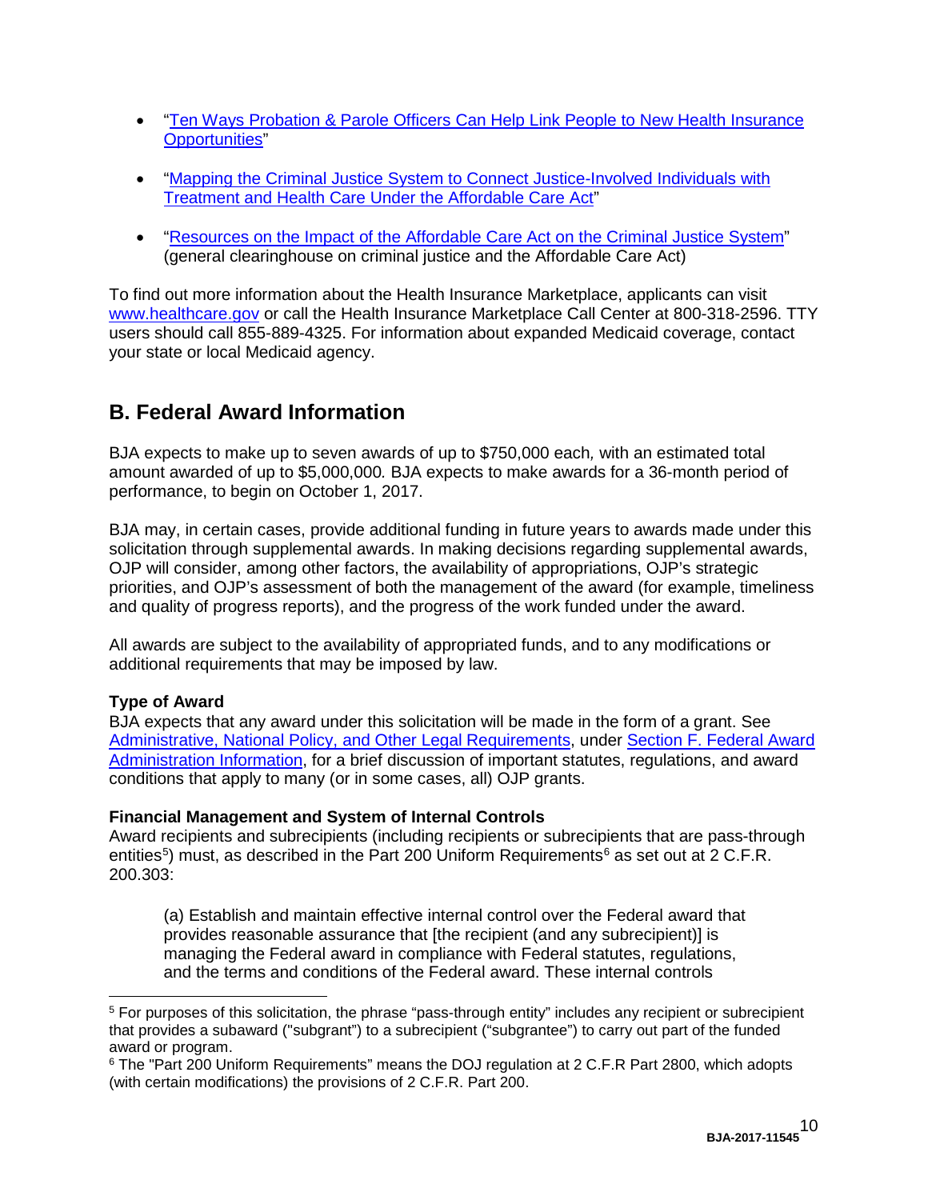- "[Ten Ways Probation & Parole Officers Can Help Link People to New Health Insurance Opportunities]()"

- "[Mapping the Criminal Justice System to Connect Justice-Involved Individuals with Treatment and Health Care Under the Affordable Care Act]()"

- "[Resources on the Impact of the Affordable Care Act on the Criminal Justice System]()" (general clearinghouse on criminal justice and the Affordable Care Act)

To find out more information about the Health Insurance Marketplace, applicants can visit [www.healthcare.gov](http://www.healthcare.gov) or call the Health Insurance Marketplace Call Center at 800-318-2596. TTY users should call 855-889-4325. For information about expanded Medicaid coverage, contact your state or local Medicaid agency.

## B. Federal Award Information

BJA expects to make up to seven awards of up to $750,000 each*,* with an estimated total amount awarded of up to $5,000,000*.* BJA expects to make awards for a 36-month period of performance, to begin on October 1, 2017.

BJA may, in certain cases, provide additional funding in future years to awards made under this solicitation through supplemental awards. In making decisions regarding supplemental awards, OJP will consider, among other factors, the availability of appropriations, OJP's strategic priorities, and OJP's assessment of both the management of the award (for example, timeliness and quality of progress reports), and the progress of the work funded under the award.

All awards are subject to the availability of appropriated funds, and to any modifications or additional requirements that may be imposed by law.

**Type of Award**
BJA expects that any award under this solicitation will be made in the form of a grant. See [Administrative, National Policy, and Other Legal Requirements](), under [Section F. Federal Award Administration Information](), for a brief discussion of important statutes, regulations, and award conditions that apply to many (or in some cases, all) OJP grants.

**Financial Management and System of Internal Controls**
Award recipients and subrecipients (including recipients or subrecipients that are pass-through entities[5]) must, as described in the Part 200 Uniform Requirements[6] as set out at 2 C.F.R. 200.303:

> (a) Establish and maintain effective internal control over the Federal award that provides reasonable assurance that [the recipient (and any subrecipient)] is managing the Federal award in compliance with Federal statutes, regulations, and the terms and conditions of the Federal award. These internal controls

---

[5] For purposes of this solicitation, the phrase "pass-through entity" includes any recipient or subrecipient that provides a subaward ("subgrant") to a subrecipient ("subgrantee") to carry out part of the funded award or program.

[6] The "Part 200 Uniform Requirements" means the DOJ regulation at 2 C.F.R Part 2800, which adopts (with certain modifications) the provisions of 2 C.F.R. Part 200.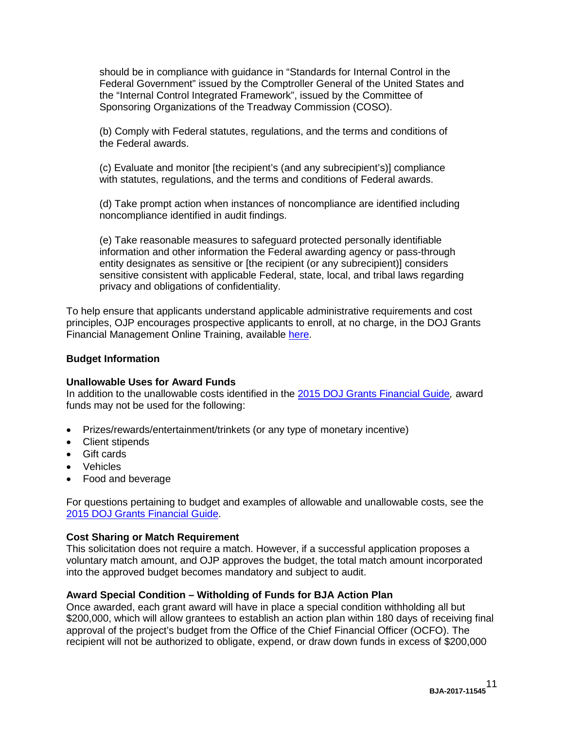should be in compliance with guidance in "Standards for Internal Control in the Federal Government" issued by the Comptroller General of the United States and the "Internal Control Integrated Framework", issued by the Committee of Sponsoring Organizations of the Treadway Commission (COSO).

(b) Comply with Federal statutes, regulations, and the terms and conditions of the Federal awards.

(c) Evaluate and monitor [the recipient's (and any subrecipient's)] compliance with statutes, regulations, and the terms and conditions of Federal awards.

(d) Take prompt action when instances of noncompliance are identified including noncompliance identified in audit findings.

(e) Take reasonable measures to safeguard protected personally identifiable information and other information the Federal awarding agency or pass-through entity designates as sensitive or [the recipient (or any subrecipient)] considers sensitive consistent with applicable Federal, state, local, and tribal laws regarding privacy and obligations of confidentiality.

To help ensure that applicants understand applicable administrative requirements and cost principles, OJP encourages prospective applicants to enroll, at no charge, in the DOJ Grants Financial Management Online Training, available here.

**Budget Information**

**Unallowable Uses for Award Funds**
In addition to the unallowable costs identified in the 2015 DOJ Grants Financial Guide*,* award funds may not be used for the following:

- Prizes/rewards/entertainment/trinkets (or any type of monetary incentive)
- Client stipends
- Gift cards
- Vehicles
- Food and beverage

For questions pertaining to budget and examples of allowable and unallowable costs, see the 2015 DOJ Grants Financial Guide.

**Cost Sharing or Match Requirement**
This solicitation does not require a match. However, if a successful application proposes a voluntary match amount, and OJP approves the budget, the total match amount incorporated into the approved budget becomes mandatory and subject to audit.

**Award Special Condition – Witholding of Funds for BJA Action Plan**
Once awarded, each grant award will have in place a special condition withholding all but $200,000, which will allow grantees to establish an action plan within 180 days of receiving final approval of the project's budget from the Office of the Chief Financial Officer (OCFO). The recipient will not be authorized to obligate, expend, or draw down funds in excess of $200,000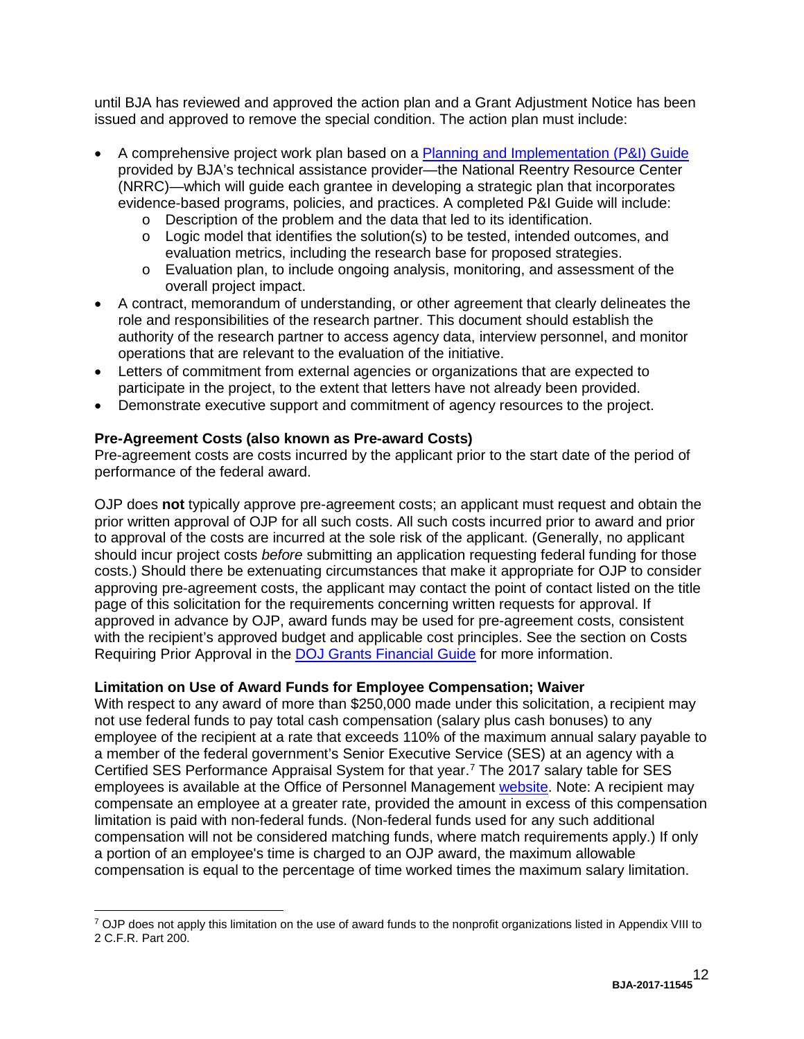until BJA has reviewed and approved the action plan and a Grant Adjustment Notice has been issued and approved to remove the special condition. The action plan must include:

- A comprehensive project work plan based on a [Planning and Implementation (P&I) Guide](#) provided by BJA's technical assistance provider—the National Reentry Resource Center (NRRC)—which will guide each grantee in developing a strategic plan that incorporates evidence-based programs, policies, and practices. A completed P&I Guide will include:
  - Description of the problem and the data that led to its identification.
  - Logic model that identifies the solution(s) to be tested, intended outcomes, and evaluation metrics, including the research base for proposed strategies.
  - Evaluation plan, to include ongoing analysis, monitoring, and assessment of the overall project impact.
- A contract, memorandum of understanding, or other agreement that clearly delineates the role and responsibilities of the research partner. This document should establish the authority of the research partner to access agency data, interview personnel, and monitor operations that are relevant to the evaluation of the initiative.
- Letters of commitment from external agencies or organizations that are expected to participate in the project, to the extent that letters have not already been provided.
- Demonstrate executive support and commitment of agency resources to the project.

**Pre-Agreement Costs (also known as Pre-award Costs)**
Pre-agreement costs are costs incurred by the applicant prior to the start date of the period of performance of the federal award.

OJP does **not** typically approve pre-agreement costs; an applicant must request and obtain the prior written approval of OJP for all such costs. All such costs incurred prior to award and prior to approval of the costs are incurred at the sole risk of the applicant. (Generally, no applicant should incur project costs *before* submitting an application requesting federal funding for those costs.) Should there be extenuating circumstances that make it appropriate for OJP to consider approving pre-agreement costs, the applicant may contact the point of contact listed on the title page of this solicitation for the requirements concerning written requests for approval. If approved in advance by OJP, award funds may be used for pre-agreement costs, consistent with the recipient's approved budget and applicable cost principles. See the section on Costs Requiring Prior Approval in the [DOJ Grants Financial Guide](#) for more information.

**Limitation on Use of Award Funds for Employee Compensation; Waiver**
With respect to any award of more than $250,000 made under this solicitation, a recipient may not use federal funds to pay total cash compensation (salary plus cash bonuses) to any employee of the recipient at a rate that exceeds 110% of the maximum annual salary payable to a member of the federal government's Senior Executive Service (SES) at an agency with a Certified SES Performance Appraisal System for that year.[7] The 2017 salary table for SES employees is available at the Office of Personnel Management [website](#). Note: A recipient may compensate an employee at a greater rate, provided the amount in excess of this compensation limitation is paid with non-federal funds. (Non-federal funds used for any such additional compensation will not be considered matching funds, where match requirements apply.) If only a portion of an employee's time is charged to an OJP award, the maximum allowable compensation is equal to the percentage of time worked times the maximum salary limitation.

---

[7] OJP does not apply this limitation on the use of award funds to the nonprofit organizations listed in Appendix VIII to 2 C.F.R. Part 200.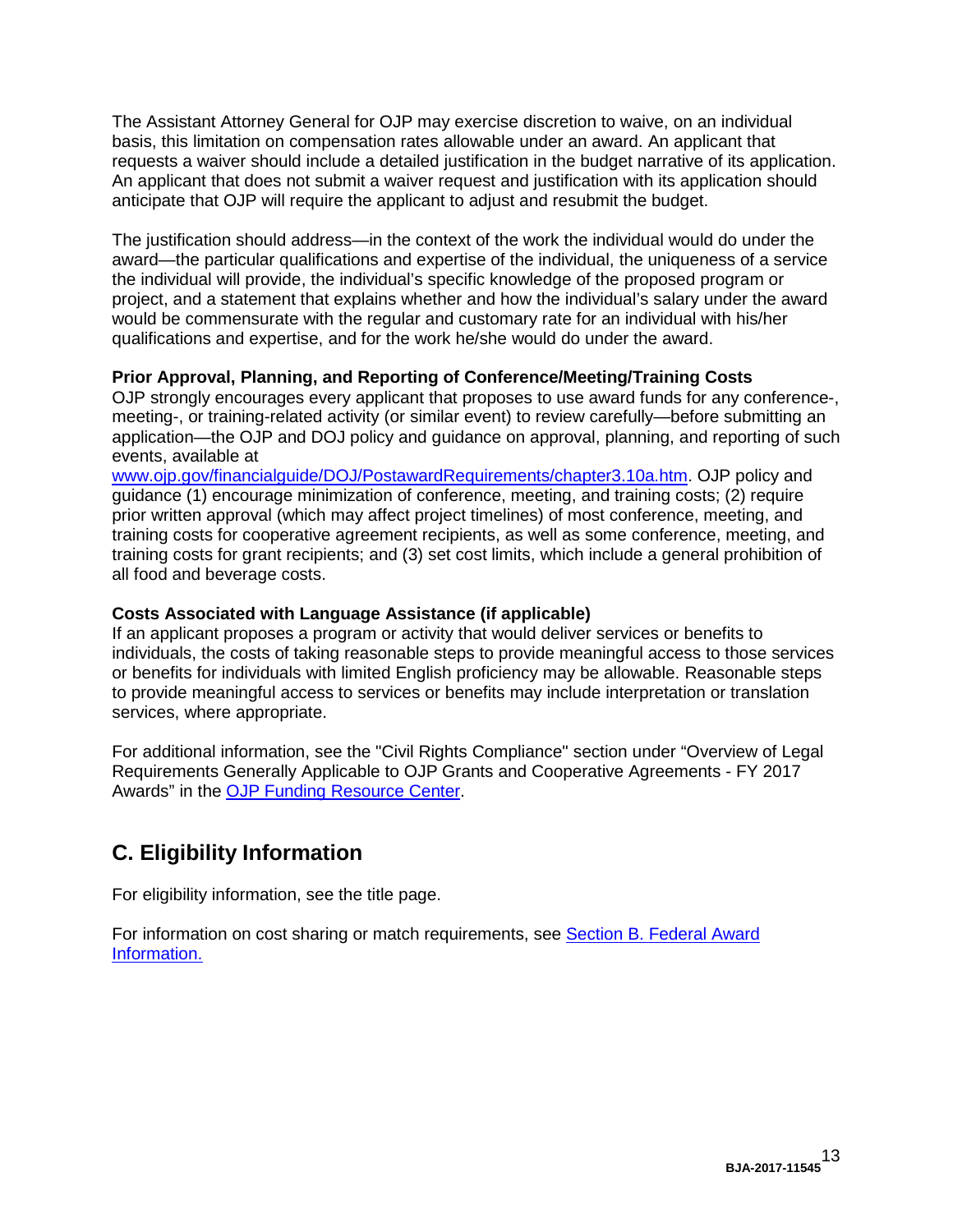The Assistant Attorney General for OJP may exercise discretion to waive, on an individual basis, this limitation on compensation rates allowable under an award. An applicant that requests a waiver should include a detailed justification in the budget narrative of its application. An applicant that does not submit a waiver request and justification with its application should anticipate that OJP will require the applicant to adjust and resubmit the budget.

The justification should address—in the context of the work the individual would do under the award—the particular qualifications and expertise of the individual, the uniqueness of a service the individual will provide, the individual's specific knowledge of the proposed program or project, and a statement that explains whether and how the individual's salary under the award would be commensurate with the regular and customary rate for an individual with his/her qualifications and expertise, and for the work he/she would do under the award.

**Prior Approval, Planning, and Reporting of Conference/Meeting/Training Costs**

OJP strongly encourages every applicant that proposes to use award funds for any conference-, meeting-, or training-related activity (or similar event) to review carefully—before submitting an application—the OJP and DOJ policy and guidance on approval, planning, and reporting of such events, available at [www.ojp.gov/financialguide/DOJ/PostawardRequirements/chapter3.10a.htm](www.ojp.gov/financialguide/DOJ/PostawardRequirements/chapter3.10a.htm). OJP policy and guidance (1) encourage minimization of conference, meeting, and training costs; (2) require prior written approval (which may affect project timelines) of most conference, meeting, and training costs for cooperative agreement recipients, as well as some conference, meeting, and training costs for grant recipients; and (3) set cost limits, which include a general prohibition of all food and beverage costs.

**Costs Associated with Language Assistance (if applicable)**

If an applicant proposes a program or activity that would deliver services or benefits to individuals, the costs of taking reasonable steps to provide meaningful access to those services or benefits for individuals with limited English proficiency may be allowable. Reasonable steps to provide meaningful access to services or benefits may include interpretation or translation services, where appropriate.

For additional information, see the "Civil Rights Compliance" section under "Overview of Legal Requirements Generally Applicable to OJP Grants and Cooperative Agreements - FY 2017 Awards" in the OJP Funding Resource Center.

## C. Eligibility Information

For eligibility information, see the title page.

For information on cost sharing or match requirements, see Section B. Federal Award Information.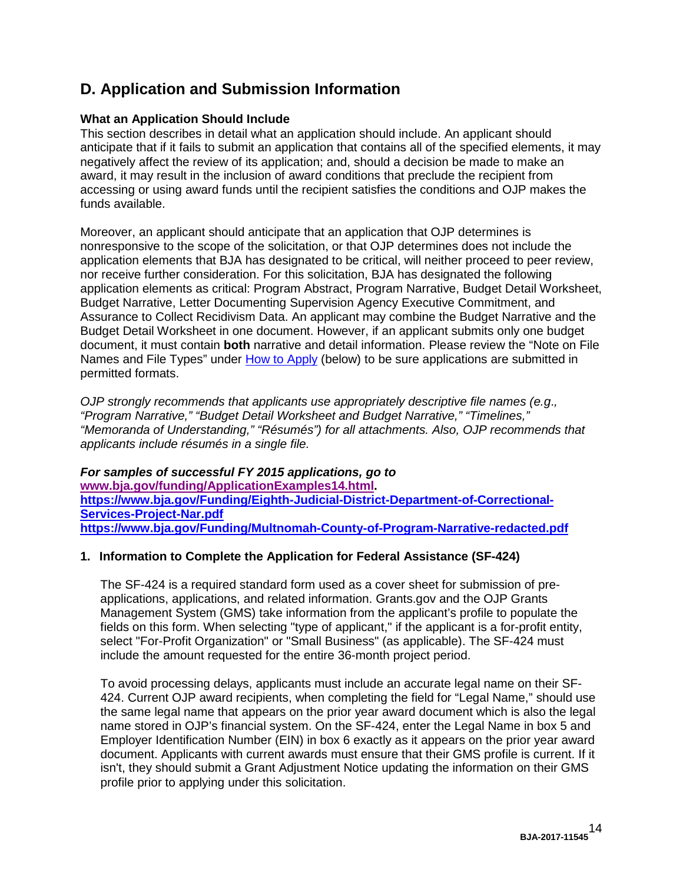## D. Application and Submission Information

**What an Application Should Include**

This section describes in detail what an application should include. An applicant should anticipate that if it fails to submit an application that contains all of the specified elements, it may negatively affect the review of its application; and, should a decision be made to make an award, it may result in the inclusion of award conditions that preclude the recipient from accessing or using award funds until the recipient satisfies the conditions and OJP makes the funds available.

Moreover, an applicant should anticipate that an application that OJP determines is nonresponsive to the scope of the solicitation, or that OJP determines does not include the application elements that BJA has designated to be critical, will neither proceed to peer review, nor receive further consideration. For this solicitation, BJA has designated the following application elements as critical: Program Abstract, Program Narrative, Budget Detail Worksheet, Budget Narrative, Letter Documenting Supervision Agency Executive Commitment, and Assurance to Collect Recidivism Data. An applicant may combine the Budget Narrative and the Budget Detail Worksheet in one document. However, if an applicant submits only one budget document, it must contain **both** narrative and detail information. Please review the "Note on File Names and File Types" under [How to Apply](#) (below) to be sure applications are submitted in permitted formats.

*OJP strongly recommends that applicants use appropriately descriptive file names (e.g., "Program Narrative," "Budget Detail Worksheet and Budget Narrative," "Timelines," "Memoranda of Understanding," "Résumés") for all attachments. Also, OJP recommends that applicants include résumés in a single file.*

***For samples of successful FY 2015 applications, go to***
**[www.bja.gov/funding/ApplicationExamples14.html](www.bja.gov/funding/ApplicationExamples14.html).**
**[https://www.bja.gov/Funding/Eighth-Judicial-District-Department-of-Correctional-Services-Project-Nar.pdf](https://www.bja.gov/Funding/Eighth-Judicial-District-Department-of-Correctional-Services-Project-Nar.pdf)**
**[https://www.bja.gov/Funding/Multnomah-County-of-Program-Narrative-redacted.pdf](https://www.bja.gov/Funding/Multnomah-County-of-Program-Narrative-redacted.pdf)**

### 1. Information to Complete the Application for Federal Assistance (SF-424)

The SF-424 is a required standard form used as a cover sheet for submission of pre-applications, applications, and related information. Grants.gov and the OJP Grants Management System (GMS) take information from the applicant's profile to populate the fields on this form. When selecting "type of applicant," if the applicant is a for-profit entity, select "For-Profit Organization" or "Small Business" (as applicable). The SF-424 must include the amount requested for the entire 36-month project period.

To avoid processing delays, applicants must include an accurate legal name on their SF-424. Current OJP award recipients, when completing the field for "Legal Name," should use the same legal name that appears on the prior year award document which is also the legal name stored in OJP's financial system. On the SF-424, enter the Legal Name in box 5 and Employer Identification Number (EIN) in box 6 exactly as it appears on the prior year award document. Applicants with current awards must ensure that their GMS profile is current. If it isn't, they should submit a Grant Adjustment Notice updating the information on their GMS profile prior to applying under this solicitation.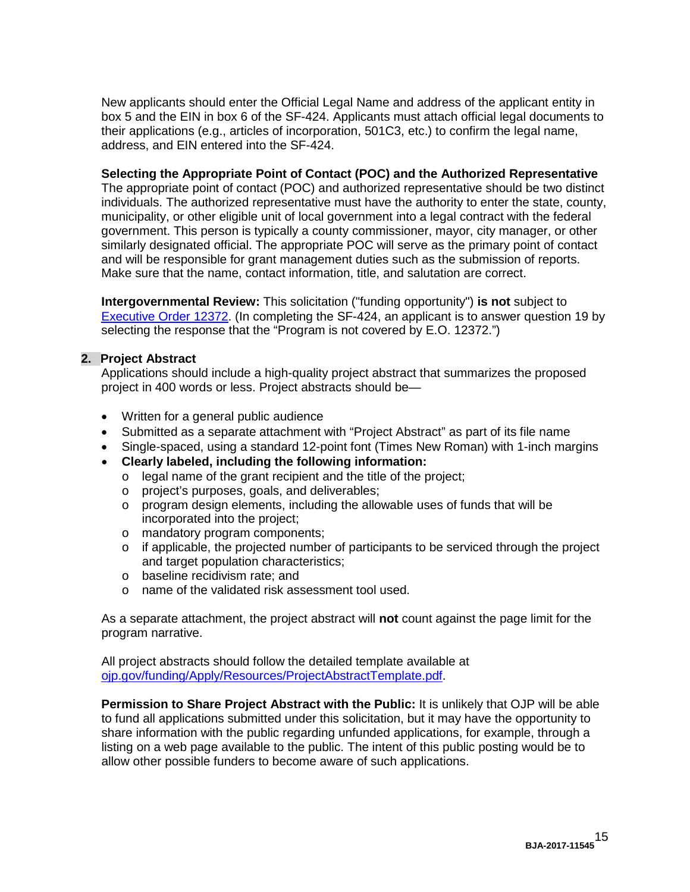New applicants should enter the Official Legal Name and address of the applicant entity in box 5 and the EIN in box 6 of the SF-424. Applicants must attach official legal documents to their applications (e.g., articles of incorporation, 501C3, etc.) to confirm the legal name, address, and EIN entered into the SF-424.

**Selecting the Appropriate Point of Contact (POC) and the Authorized Representative**
The appropriate point of contact (POC) and authorized representative should be two distinct individuals. The authorized representative must have the authority to enter the state, county, municipality, or other eligible unit of local government into a legal contract with the federal government. This person is typically a county commissioner, mayor, city manager, or other similarly designated official. The appropriate POC will serve as the primary point of contact and will be responsible for grant management duties such as the submission of reports. Make sure that the name, contact information, title, and salutation are correct.

**Intergovernmental Review:** This solicitation ("funding opportunity") **is not** subject to [Executive Order 12372](). (In completing the SF-424, an applicant is to answer question 19 by selecting the response that the "Program is not covered by E.O. 12372.")

## 2. Project Abstract

Applications should include a high-quality project abstract that summarizes the proposed project in 400 words or less. Project abstracts should be—

- Written for a general public audience
- Submitted as a separate attachment with "Project Abstract" as part of its file name
- Single-spaced, using a standard 12-point font (Times New Roman) with 1-inch margins
- **Clearly labeled, including the following information:**
  - legal name of the grant recipient and the title of the project;
  - project's purposes, goals, and deliverables;
  - program design elements, including the allowable uses of funds that will be incorporated into the project;
  - mandatory program components;
  - if applicable, the projected number of participants to be serviced through the project and target population characteristics;
  - baseline recidivism rate; and
  - name of the validated risk assessment tool used.

As a separate attachment, the project abstract will **not** count against the page limit for the program narrative.

All project abstracts should follow the detailed template available at [ojp.gov/funding/Apply/Resources/ProjectAbstractTemplate.pdf]().

**Permission to Share Project Abstract with the Public:** It is unlikely that OJP will be able to fund all applications submitted under this solicitation, but it may have the opportunity to share information with the public regarding unfunded applications, for example, through a listing on a web page available to the public. The intent of this public posting would be to allow other possible funders to become aware of such applications.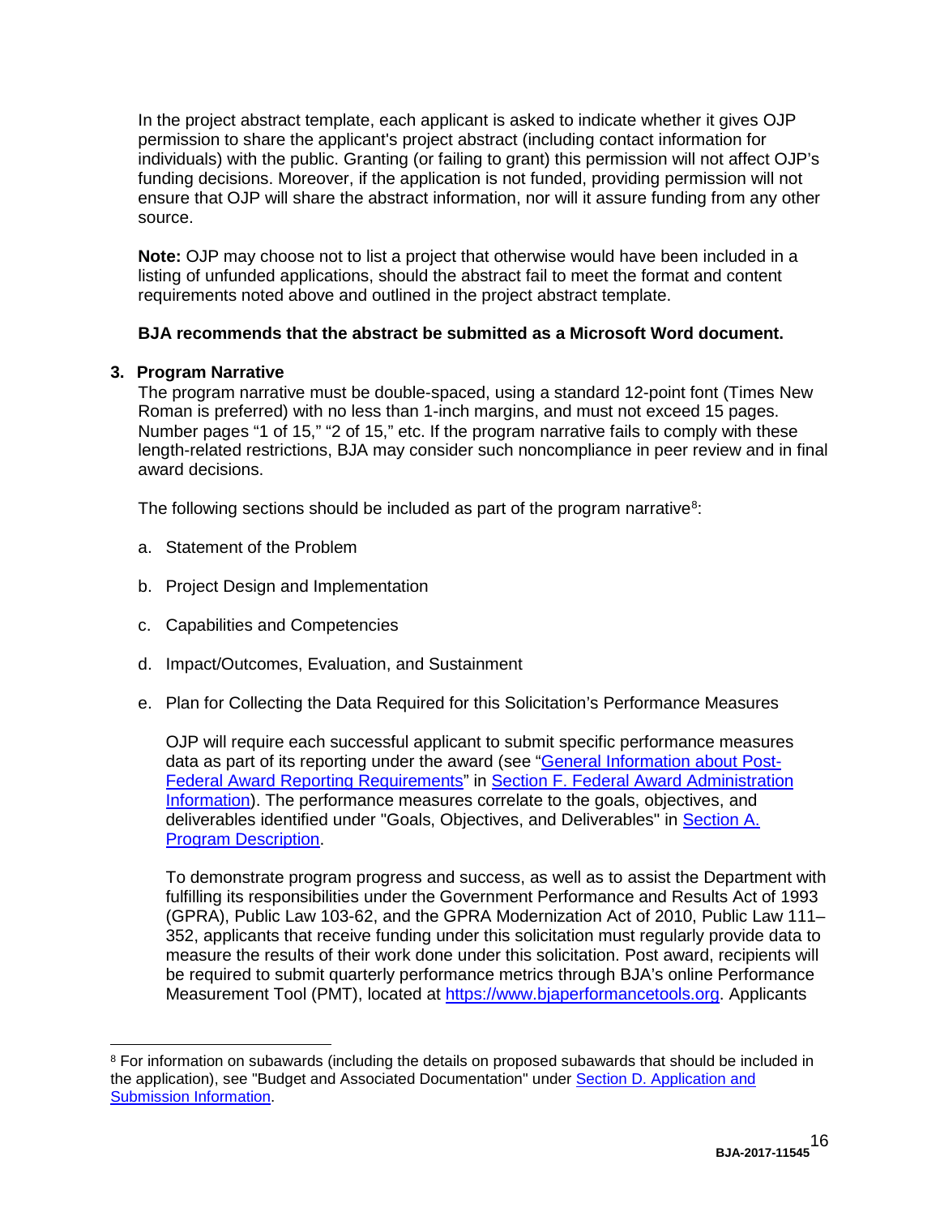In the project abstract template, each applicant is asked to indicate whether it gives OJP permission to share the applicant's project abstract (including contact information for individuals) with the public. Granting (or failing to grant) this permission will not affect OJP's funding decisions. Moreover, if the application is not funded, providing permission will not ensure that OJP will share the abstract information, nor will it assure funding from any other source.

**Note:** OJP may choose not to list a project that otherwise would have been included in a listing of unfunded applications, should the abstract fail to meet the format and content requirements noted above and outlined in the project abstract template.

**BJA recommends that the abstract be submitted as a Microsoft Word document.**

### 3. Program Narrative

The program narrative must be double-spaced, using a standard 12-point font (Times New Roman is preferred) with no less than 1-inch margins, and must not exceed 15 pages. Number pages "1 of 15," "2 of 15," etc. If the program narrative fails to comply with these length-related restrictions, BJA may consider such noncompliance in peer review and in final award decisions.

The following sections should be included as part of the program narrative[8]:

a. Statement of the Problem

b. Project Design and Implementation

c. Capabilities and Competencies

d. Impact/Outcomes, Evaluation, and Sustainment

e. Plan for Collecting the Data Required for this Solicitation's Performance Measures

   OJP will require each successful applicant to submit specific performance measures data as part of its reporting under the award (see "General Information about Post-Federal Award Reporting Requirements" in Section F. Federal Award Administration Information). The performance measures correlate to the goals, objectives, and deliverables identified under "Goals, Objectives, and Deliverables" in Section A. Program Description.

   To demonstrate program progress and success, as well as to assist the Department with fulfilling its responsibilities under the Government Performance and Results Act of 1993 (GPRA), Public Law 103-62, and the GPRA Modernization Act of 2010, Public Law 111–352, applicants that receive funding under this solicitation must regularly provide data to measure the results of their work done under this solicitation. Post award, recipients will be required to submit quarterly performance metrics through BJA's online Performance Measurement Tool (PMT), located at https://www.bjaperformancetools.org. Applicants

[8] For information on subawards (including the details on proposed subawards that should be included in the application), see "Budget and Associated Documentation" under Section D. Application and Submission Information.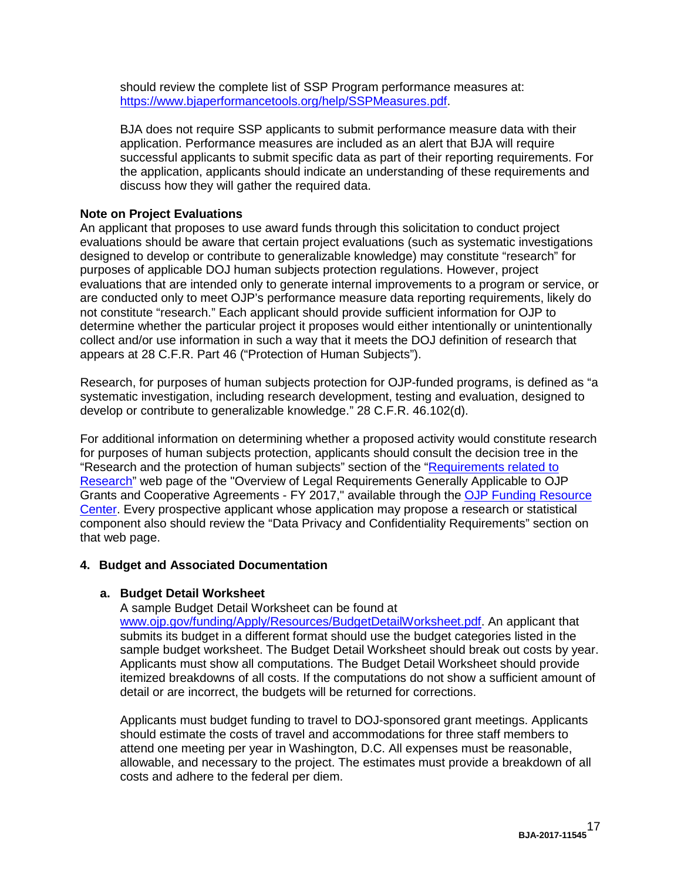should review the complete list of SSP Program performance measures at: [https://www.bjaperformancetools.org/help/SSPMeasures.pdf](https://www.bjaperformancetools.org/help/SSPMeasures.pdf).

BJA does not require SSP applicants to submit performance measure data with their application. Performance measures are included as an alert that BJA will require successful applicants to submit specific data as part of their reporting requirements. For the application, applicants should indicate an understanding of these requirements and discuss how they will gather the required data.

**Note on Project Evaluations**

An applicant that proposes to use award funds through this solicitation to conduct project evaluations should be aware that certain project evaluations (such as systematic investigations designed to develop or contribute to generalizable knowledge) may constitute "research" for purposes of applicable DOJ human subjects protection regulations. However, project evaluations that are intended only to generate internal improvements to a program or service, or are conducted only to meet OJP's performance measure data reporting requirements, likely do not constitute "research." Each applicant should provide sufficient information for OJP to determine whether the particular project it proposes would either intentionally or unintentionally collect and/or use information in such a way that it meets the DOJ definition of research that appears at 28 C.F.R. Part 46 ("Protection of Human Subjects").

Research, for purposes of human subjects protection for OJP-funded programs, is defined as "a systematic investigation, including research development, testing and evaluation, designed to develop or contribute to generalizable knowledge." 28 C.F.R. 46.102(d).

For additional information on determining whether a proposed activity would constitute research for purposes of human subjects protection, applicants should consult the decision tree in the "Research and the protection of human subjects" section of the "Requirements related to Research" web page of the "Overview of Legal Requirements Generally Applicable to OJP Grants and Cooperative Agreements - FY 2017," available through the OJP Funding Resource Center. Every prospective applicant whose application may propose a research or statistical component also should review the "Data Privacy and Confidentiality Requirements" section on that web page.

### 4. Budget and Associated Documentation

#### a. Budget Detail Worksheet

A sample Budget Detail Worksheet can be found at [www.ojp.gov/funding/Apply/Resources/BudgetDetailWorksheet.pdf](www.ojp.gov/funding/Apply/Resources/BudgetDetailWorksheet.pdf). An applicant that submits its budget in a different format should use the budget categories listed in the sample budget worksheet. The Budget Detail Worksheet should break out costs by year. Applicants must show all computations. The Budget Detail Worksheet should provide itemized breakdowns of all costs. If the computations do not show a sufficient amount of detail or are incorrect, the budgets will be returned for corrections.

Applicants must budget funding to travel to DOJ-sponsored grant meetings. Applicants should estimate the costs of travel and accommodations for three staff members to attend one meeting per year in Washington, D.C. All expenses must be reasonable, allowable, and necessary to the project. The estimates must provide a breakdown of all costs and adhere to the federal per diem.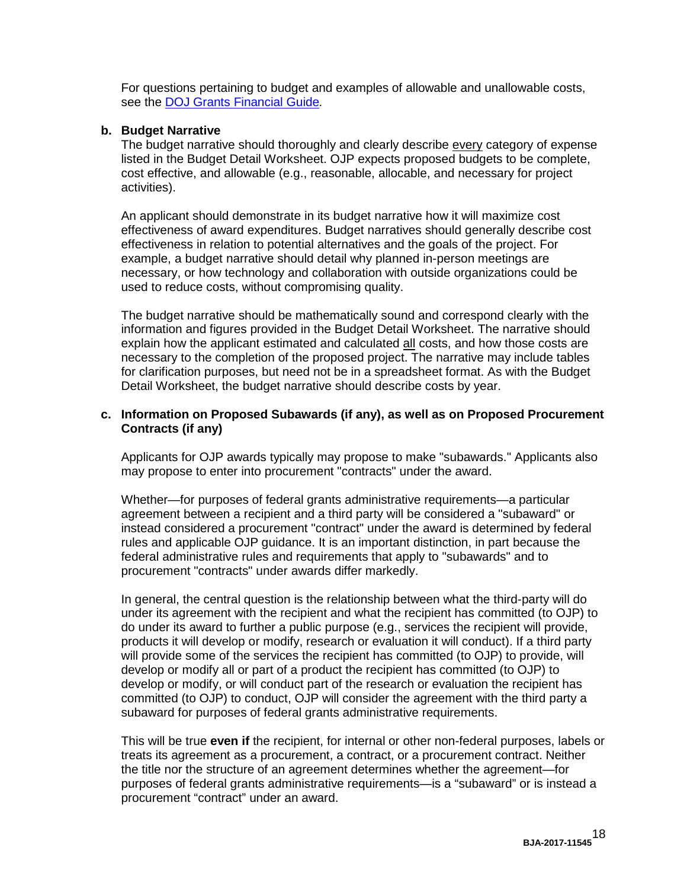For questions pertaining to budget and examples of allowable and unallowable costs, see the [DOJ Grants Financial Guide](#).

**b. Budget Narrative**

The budget narrative should thoroughly and clearly describe every category of expense listed in the Budget Detail Worksheet. OJP expects proposed budgets to be complete, cost effective, and allowable (e.g., reasonable, allocable, and necessary for project activities).

An applicant should demonstrate in its budget narrative how it will maximize cost effectiveness of award expenditures. Budget narratives should generally describe cost effectiveness in relation to potential alternatives and the goals of the project. For example, a budget narrative should detail why planned in-person meetings are necessary, or how technology and collaboration with outside organizations could be used to reduce costs, without compromising quality.

The budget narrative should be mathematically sound and correspond clearly with the information and figures provided in the Budget Detail Worksheet. The narrative should explain how the applicant estimated and calculated all costs, and how those costs are necessary to the completion of the proposed project. The narrative may include tables for clarification purposes, but need not be in a spreadsheet format. As with the Budget Detail Worksheet, the budget narrative should describe costs by year.

**c. Information on Proposed Subawards (if any), as well as on Proposed Procurement Contracts (if any)**

Applicants for OJP awards typically may propose to make "subawards." Applicants also may propose to enter into procurement "contracts" under the award.

Whether—for purposes of federal grants administrative requirements—a particular agreement between a recipient and a third party will be considered a "subaward" or instead considered a procurement "contract" under the award is determined by federal rules and applicable OJP guidance. It is an important distinction, in part because the federal administrative rules and requirements that apply to "subawards" and to procurement "contracts" under awards differ markedly.

In general, the central question is the relationship between what the third-party will do under its agreement with the recipient and what the recipient has committed (to OJP) to do under its award to further a public purpose (e.g., services the recipient will provide, products it will develop or modify, research or evaluation it will conduct). If a third party will provide some of the services the recipient has committed (to OJP) to provide, will develop or modify all or part of a product the recipient has committed (to OJP) to develop or modify, or will conduct part of the research or evaluation the recipient has committed (to OJP) to conduct, OJP will consider the agreement with the third party a subaward for purposes of federal grants administrative requirements.

This will be true **even if** the recipient, for internal or other non-federal purposes, labels or treats its agreement as a procurement, a contract, or a procurement contract. Neither the title nor the structure of an agreement determines whether the agreement—for purposes of federal grants administrative requirements—is a "subaward" or is instead a procurement "contract" under an award.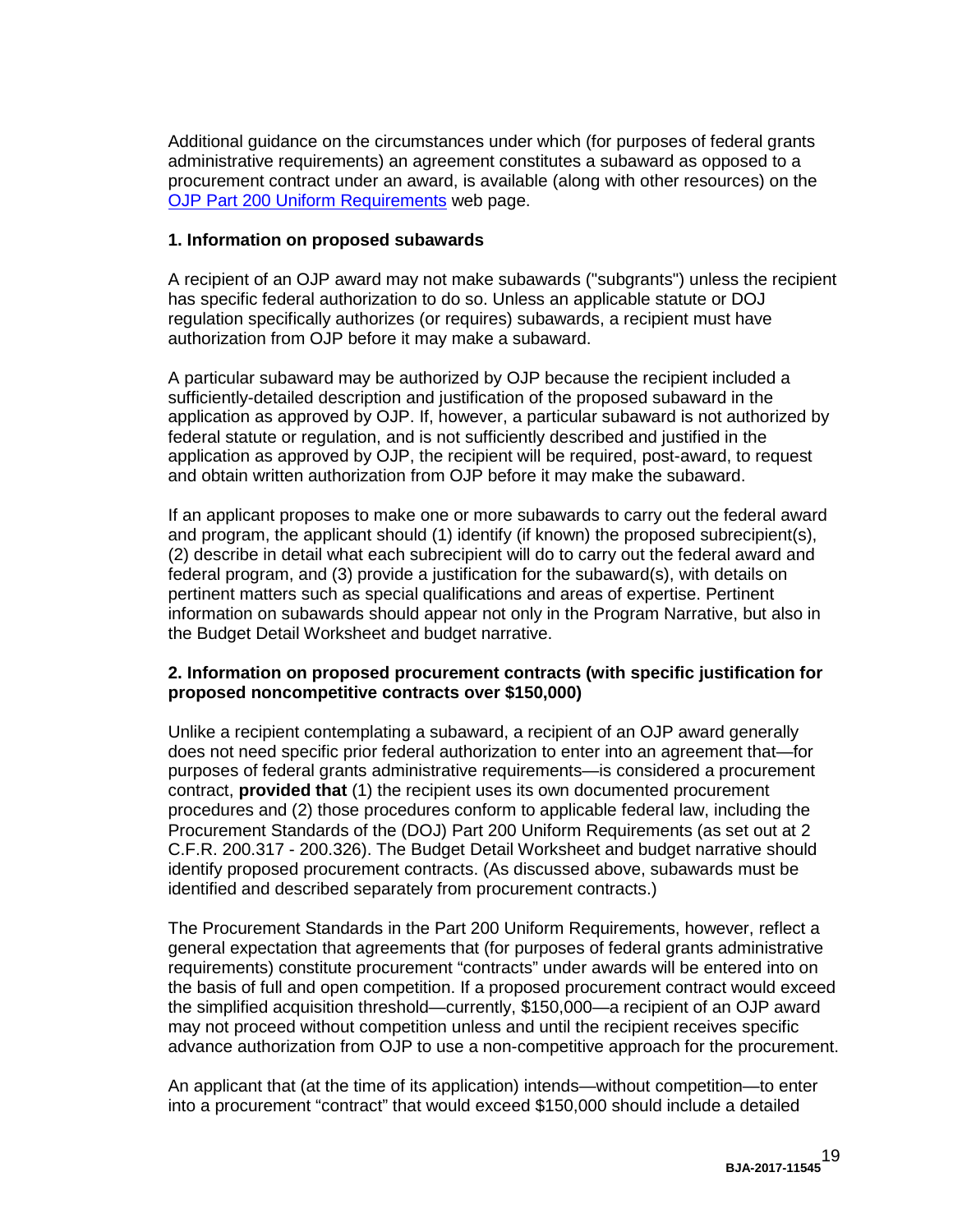Additional guidance on the circumstances under which (for purposes of federal grants administrative requirements) an agreement constitutes a subaward as opposed to a procurement contract under an award, is available (along with other resources) on the [OJP Part 200 Uniform Requirements](#) web page.

**1. Information on proposed subawards**

A recipient of an OJP award may not make subawards ("subgrants") unless the recipient has specific federal authorization to do so. Unless an applicable statute or DOJ regulation specifically authorizes (or requires) subawards, a recipient must have authorization from OJP before it may make a subaward.

A particular subaward may be authorized by OJP because the recipient included a sufficiently-detailed description and justification of the proposed subaward in the application as approved by OJP. If, however, a particular subaward is not authorized by federal statute or regulation, and is not sufficiently described and justified in the application as approved by OJP, the recipient will be required, post-award, to request and obtain written authorization from OJP before it may make the subaward.

If an applicant proposes to make one or more subawards to carry out the federal award and program, the applicant should (1) identify (if known) the proposed subrecipient(s), (2) describe in detail what each subrecipient will do to carry out the federal award and federal program, and (3) provide a justification for the subaward(s), with details on pertinent matters such as special qualifications and areas of expertise. Pertinent information on subawards should appear not only in the Program Narrative, but also in the Budget Detail Worksheet and budget narrative.

**2. Information on proposed procurement contracts (with specific justification for proposed noncompetitive contracts over $150,000)**

Unlike a recipient contemplating a subaward, a recipient of an OJP award generally does not need specific prior federal authorization to enter into an agreement that—for purposes of federal grants administrative requirements—is considered a procurement contract, **provided that** (1) the recipient uses its own documented procurement procedures and (2) those procedures conform to applicable federal law, including the Procurement Standards of the (DOJ) Part 200 Uniform Requirements (as set out at 2 C.F.R. 200.317 - 200.326). The Budget Detail Worksheet and budget narrative should identify proposed procurement contracts. (As discussed above, subawards must be identified and described separately from procurement contracts.)

The Procurement Standards in the Part 200 Uniform Requirements, however, reflect a general expectation that agreements that (for purposes of federal grants administrative requirements) constitute procurement "contracts" under awards will be entered into on the basis of full and open competition. If a proposed procurement contract would exceed the simplified acquisition threshold—currently, $150,000—a recipient of an OJP award may not proceed without competition unless and until the recipient receives specific advance authorization from OJP to use a non-competitive approach for the procurement.

An applicant that (at the time of its application) intends—without competition—to enter into a procurement "contract" that would exceed $150,000 should include a detailed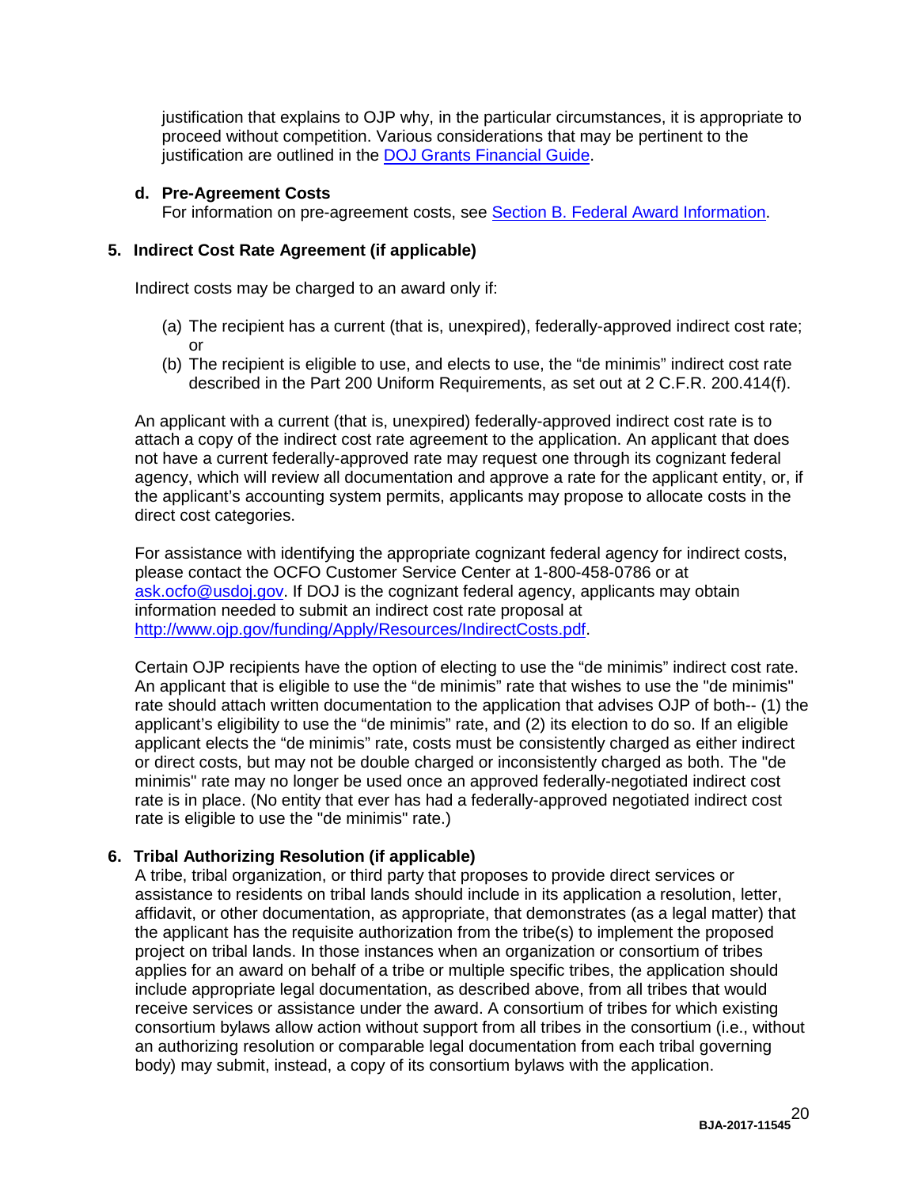justification that explains to OJP why, in the particular circumstances, it is appropriate to proceed without competition. Various considerations that may be pertinent to the justification are outlined in the [DOJ Grants Financial Guide](DOJ Grants Financial Guide).

**d. Pre-Agreement Costs**

For information on pre-agreement costs, see [Section B. Federal Award Information](Section B. Federal Award Information).

### 5. Indirect Cost Rate Agreement (if applicable)

Indirect costs may be charged to an award only if:

(a) The recipient has a current (that is, unexpired), federally-approved indirect cost rate; or

(b) The recipient is eligible to use, and elects to use, the "de minimis" indirect cost rate described in the Part 200 Uniform Requirements, as set out at 2 C.F.R. 200.414(f).

An applicant with a current (that is, unexpired) federally-approved indirect cost rate is to attach a copy of the indirect cost rate agreement to the application. An applicant that does not have a current federally-approved rate may request one through its cognizant federal agency, which will review all documentation and approve a rate for the applicant entity, or, if the applicant's accounting system permits, applicants may propose to allocate costs in the direct cost categories.

For assistance with identifying the appropriate cognizant federal agency for indirect costs, please contact the OCFO Customer Service Center at 1-800-458-0786 or at [ask.ocfo@usdoj.gov](mailto:ask.ocfo@usdoj.gov). If DOJ is the cognizant federal agency, applicants may obtain information needed to submit an indirect cost rate proposal at [http://www.ojp.gov/funding/Apply/Resources/IndirectCosts.pdf](http://www.ojp.gov/funding/Apply/Resources/IndirectCosts.pdf).

Certain OJP recipients have the option of electing to use the "de minimis" indirect cost rate. An applicant that is eligible to use the "de minimis" rate that wishes to use the "de minimis" rate should attach written documentation to the application that advises OJP of both-- (1) the applicant's eligibility to use the "de minimis" rate, and (2) its election to do so. If an eligible applicant elects the "de minimis" rate, costs must be consistently charged as either indirect or direct costs, but may not be double charged or inconsistently charged as both. The "de minimis" rate may no longer be used once an approved federally-negotiated indirect cost rate is in place. (No entity that ever has had a federally-approved negotiated indirect cost rate is eligible to use the "de minimis" rate.)

### 6. Tribal Authorizing Resolution (if applicable)

A tribe, tribal organization, or third party that proposes to provide direct services or assistance to residents on tribal lands should include in its application a resolution, letter, affidavit, or other documentation, as appropriate, that demonstrates (as a legal matter) that the applicant has the requisite authorization from the tribe(s) to implement the proposed project on tribal lands. In those instances when an organization or consortium of tribes applies for an award on behalf of a tribe or multiple specific tribes, the application should include appropriate legal documentation, as described above, from all tribes that would receive services or assistance under the award. A consortium of tribes for which existing consortium bylaws allow action without support from all tribes in the consortium (i.e., without an authorizing resolution or comparable legal documentation from each tribal governing body) may submit, instead, a copy of its consortium bylaws with the application.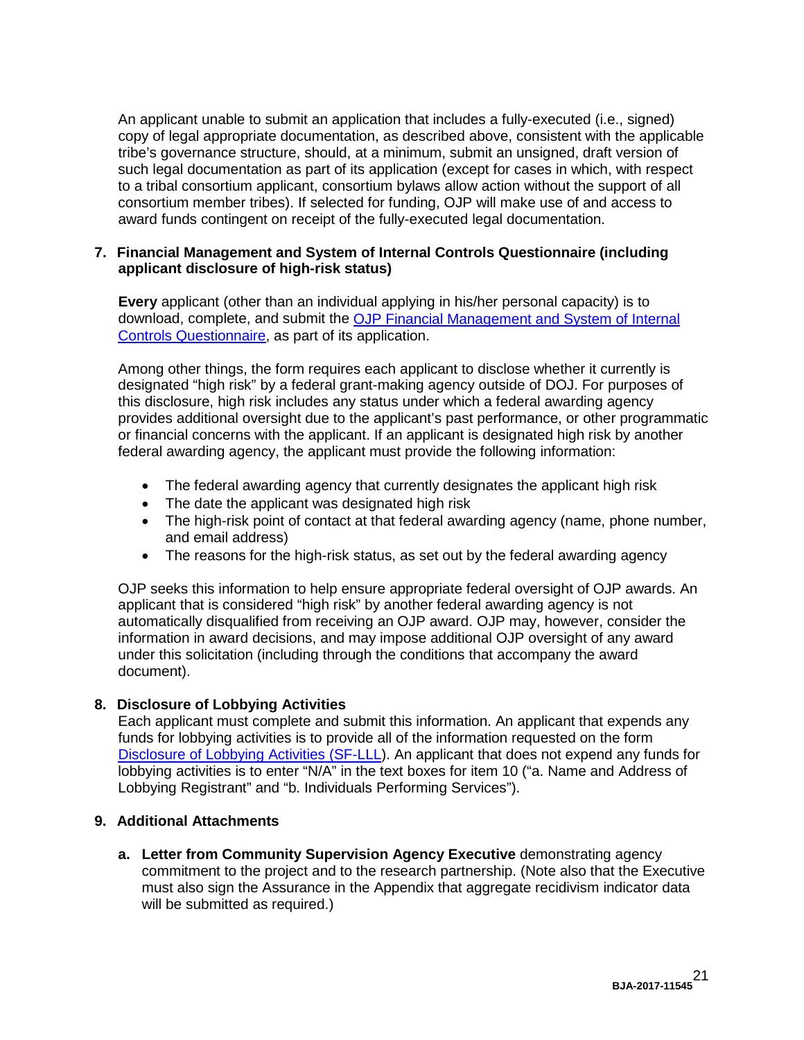An applicant unable to submit an application that includes a fully-executed (i.e., signed) copy of legal appropriate documentation, as described above, consistent with the applicable tribe's governance structure, should, at a minimum, submit an unsigned, draft version of such legal documentation as part of its application (except for cases in which, with respect to a tribal consortium applicant, consortium bylaws allow action without the support of all consortium member tribes). If selected for funding, OJP will make use of and access to award funds contingent on receipt of the fully-executed legal documentation.

### 7. Financial Management and System of Internal Controls Questionnaire (including applicant disclosure of high-risk status)

**Every** applicant (other than an individual applying in his/her personal capacity) is to download, complete, and submit the OJP Financial Management and System of Internal Controls Questionnaire, as part of its application.

Among other things, the form requires each applicant to disclose whether it currently is designated "high risk" by a federal grant-making agency outside of DOJ. For purposes of this disclosure, high risk includes any status under which a federal awarding agency provides additional oversight due to the applicant's past performance, or other programmatic or financial concerns with the applicant. If an applicant is designated high risk by another federal awarding agency, the applicant must provide the following information:

- The federal awarding agency that currently designates the applicant high risk
- The date the applicant was designated high risk
- The high-risk point of contact at that federal awarding agency (name, phone number, and email address)
- The reasons for the high-risk status, as set out by the federal awarding agency

OJP seeks this information to help ensure appropriate federal oversight of OJP awards. An applicant that is considered "high risk" by another federal awarding agency is not automatically disqualified from receiving an OJP award. OJP may, however, consider the information in award decisions, and may impose additional OJP oversight of any award under this solicitation (including through the conditions that accompany the award document).

### 8. Disclosure of Lobbying Activities

Each applicant must complete and submit this information. An applicant that expends any funds for lobbying activities is to provide all of the information requested on the form Disclosure of Lobbying Activities (SF-LLL). An applicant that does not expend any funds for lobbying activities is to enter "N/A" in the text boxes for item 10 ("a. Name and Address of Lobbying Registrant" and "b. Individuals Performing Services").

### 9. Additional Attachments

**a. Letter from Community Supervision Agency Executive** demonstrating agency commitment to the project and to the research partnership. (Note also that the Executive must also sign the Assurance in the Appendix that aggregate recidivism indicator data will be submitted as required.)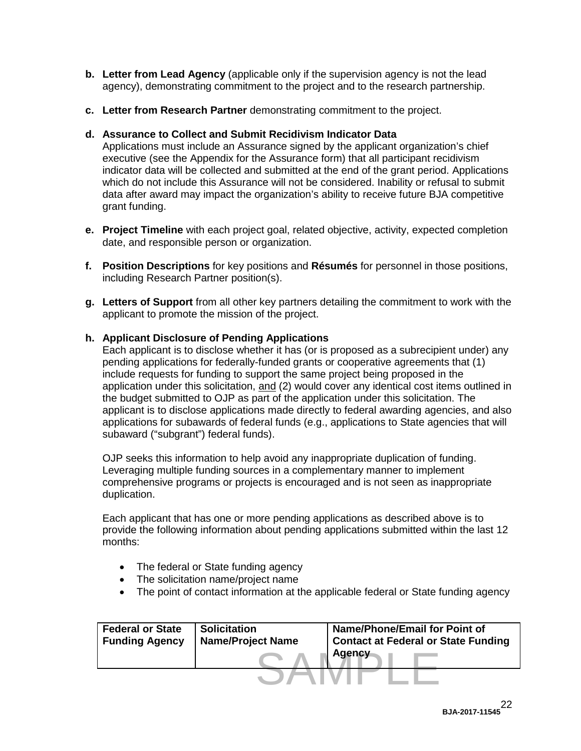**b. Letter from Lead Agency** (applicable only if the supervision agency is not the lead agency), demonstrating commitment to the project and to the research partnership.

**c. Letter from Research Partner** demonstrating commitment to the project.

**d. Assurance to Collect and Submit Recidivism Indicator Data**
Applications must include an Assurance signed by the applicant organization's chief executive (see the Appendix for the Assurance form) that all participant recidivism indicator data will be collected and submitted at the end of the grant period. Applications which do not include this Assurance will not be considered. Inability or refusal to submit data after award may impact the organization's ability to receive future BJA competitive grant funding.

**e. Project Timeline** with each project goal, related objective, activity, expected completion date, and responsible person or organization.

**f. Position Descriptions** for key positions and **Résumés** for personnel in those positions, including Research Partner position(s).

**g. Letters of Support** from all other key partners detailing the commitment to work with the applicant to promote the mission of the project.

**h. Applicant Disclosure of Pending Applications**
Each applicant is to disclose whether it has (or is proposed as a subrecipient under) any pending applications for federally-funded grants or cooperative agreements that (1) include requests for funding to support the same project being proposed in the application under this solicitation, and (2) would cover any identical cost items outlined in the budget submitted to OJP as part of the application under this solicitation. The applicant is to disclose applications made directly to federal awarding agencies, and also applications for subawards of federal funds (e.g., applications to State agencies that will subaward ("subgrant") federal funds).

OJP seeks this information to help avoid any inappropriate duplication of funding. Leveraging multiple funding sources in a complementary manner to implement comprehensive programs or projects is encouraged and is not seen as inappropriate duplication.

Each applicant that has one or more pending applications as described above is to provide the following information about pending applications submitted within the last 12 months:

- The federal or State funding agency
- The solicitation name/project name
- The point of contact information at the applicable federal or State funding agency

| Federal or State Funding Agency | Solicitation Name/Project Name | Name/Phone/Email for Point of Contact at Federal or State Funding Agency |
|---|---|---|

SAMPLE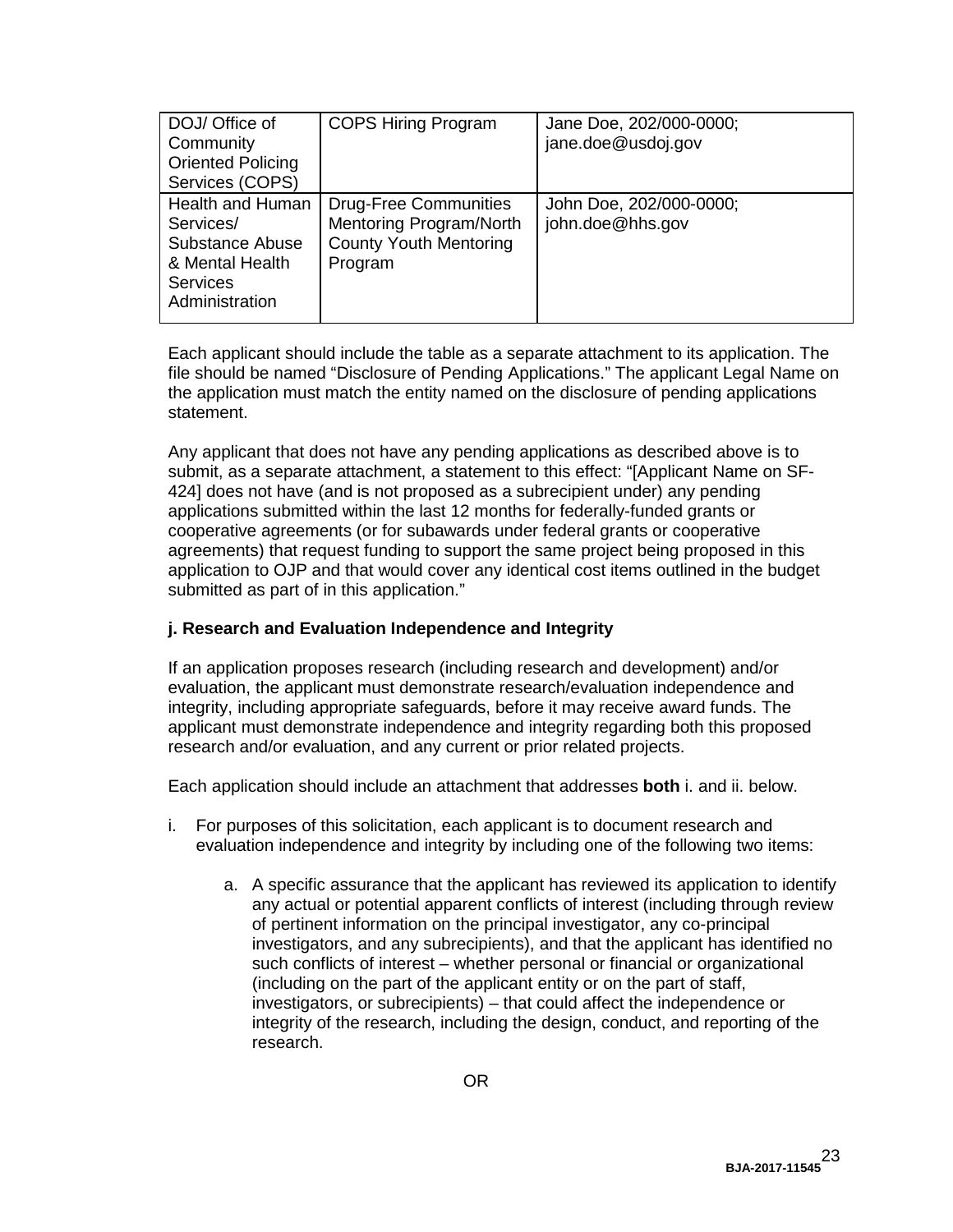| DOJ/ Office of Community Oriented Policing Services (COPS) | COPS Hiring Program | Jane Doe, 202/000-0000; jane.doe@usdoj.gov |
|---|---|---|
| Health and Human Services/ Substance Abuse & Mental Health Services Administration | Drug-Free Communities Mentoring Program/North County Youth Mentoring Program | John Doe, 202/000-0000; john.doe@hhs.gov |

Each applicant should include the table as a separate attachment to its application. The file should be named "Disclosure of Pending Applications." The applicant Legal Name on the application must match the entity named on the disclosure of pending applications statement.

Any applicant that does not have any pending applications as described above is to submit, as a separate attachment, a statement to this effect: "[Applicant Name on SF-424] does not have (and is not proposed as a subrecipient under) any pending applications submitted within the last 12 months for federally-funded grants or cooperative agreements (or for subawards under federal grants or cooperative agreements) that request funding to support the same project being proposed in this application to OJP and that would cover any identical cost items outlined in the budget submitted as part of in this application."

**j. Research and Evaluation Independence and Integrity**

If an application proposes research (including research and development) and/or evaluation, the applicant must demonstrate research/evaluation independence and integrity, including appropriate safeguards, before it may receive award funds. The applicant must demonstrate independence and integrity regarding both this proposed research and/or evaluation, and any current or prior related projects.

Each application should include an attachment that addresses **both** i. and ii. below.

i. For purposes of this solicitation, each applicant is to document research and evaluation independence and integrity by including one of the following two items:

   a. A specific assurance that the applicant has reviewed its application to identify any actual or potential apparent conflicts of interest (including through review of pertinent information on the principal investigator, any co-principal investigators, and any subrecipients), and that the applicant has identified no such conflicts of interest – whether personal or financial or organizational (including on the part of the applicant entity or on the part of staff, investigators, or subrecipients) – that could affect the independence or integrity of the research, including the design, conduct, and reporting of the research.

OR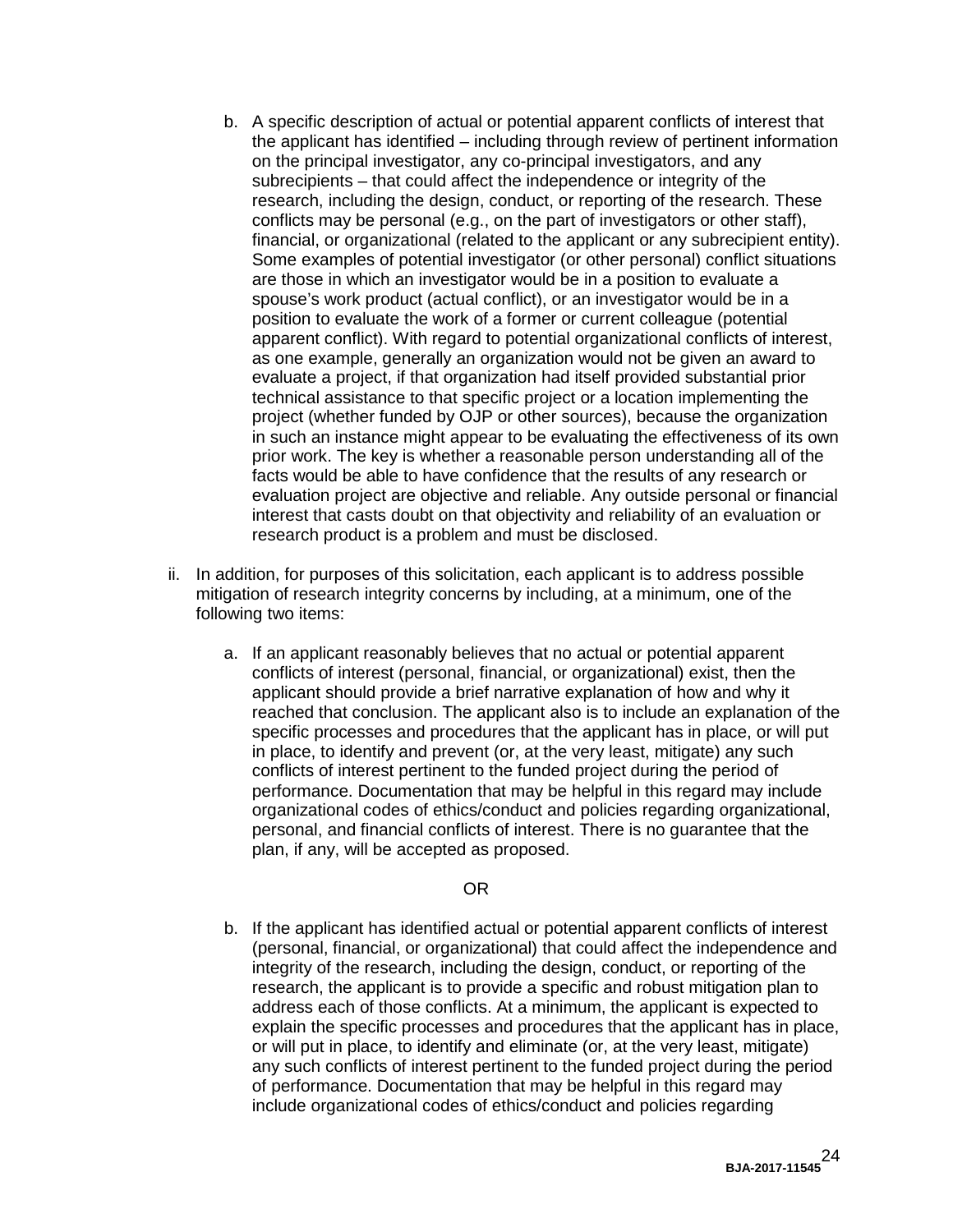b. A specific description of actual or potential apparent conflicts of interest that the applicant has identified – including through review of pertinent information on the principal investigator, any co-principal investigators, and any subrecipients – that could affect the independence or integrity of the research, including the design, conduct, or reporting of the research. These conflicts may be personal (e.g., on the part of investigators or other staff), financial, or organizational (related to the applicant or any subrecipient entity). Some examples of potential investigator (or other personal) conflict situations are those in which an investigator would be in a position to evaluate a spouse's work product (actual conflict), or an investigator would be in a position to evaluate the work of a former or current colleague (potential apparent conflict). With regard to potential organizational conflicts of interest, as one example, generally an organization would not be given an award to evaluate a project, if that organization had itself provided substantial prior technical assistance to that specific project or a location implementing the project (whether funded by OJP or other sources), because the organization in such an instance might appear to be evaluating the effectiveness of its own prior work. The key is whether a reasonable person understanding all of the facts would be able to have confidence that the results of any research or evaluation project are objective and reliable. Any outside personal or financial interest that casts doubt on that objectivity and reliability of an evaluation or research product is a problem and must be disclosed.

ii. In addition, for purposes of this solicitation, each applicant is to address possible mitigation of research integrity concerns by including, at a minimum, one of the following two items:

a. If an applicant reasonably believes that no actual or potential apparent conflicts of interest (personal, financial, or organizational) exist, then the applicant should provide a brief narrative explanation of how and why it reached that conclusion. The applicant also is to include an explanation of the specific processes and procedures that the applicant has in place, or will put in place, to identify and prevent (or, at the very least, mitigate) any such conflicts of interest pertinent to the funded project during the period of performance. Documentation that may be helpful in this regard may include organizational codes of ethics/conduct and policies regarding organizational, personal, and financial conflicts of interest. There is no guarantee that the plan, if any, will be accepted as proposed.

OR

b. If the applicant has identified actual or potential apparent conflicts of interest (personal, financial, or organizational) that could affect the independence and integrity of the research, including the design, conduct, or reporting of the research, the applicant is to provide a specific and robust mitigation plan to address each of those conflicts. At a minimum, the applicant is expected to explain the specific processes and procedures that the applicant has in place, or will put in place, to identify and eliminate (or, at the very least, mitigate) any such conflicts of interest pertinent to the funded project during the period of performance. Documentation that may be helpful in this regard may include organizational codes of ethics/conduct and policies regarding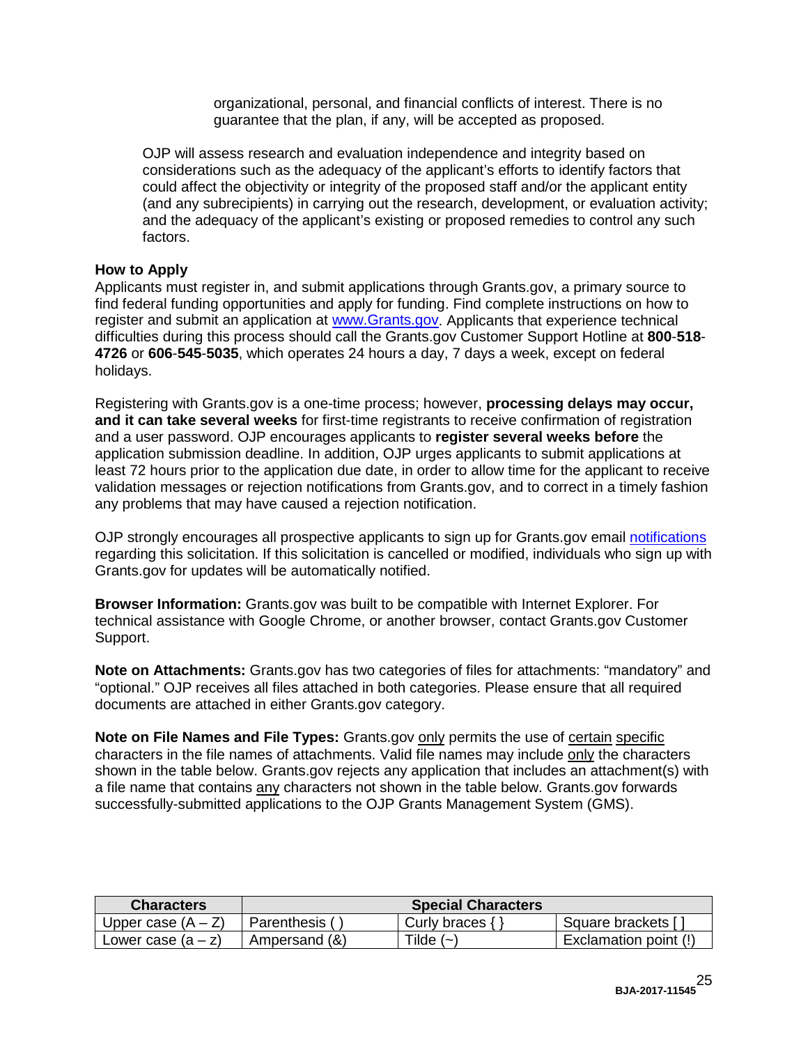organizational, personal, and financial conflicts of interest. There is no guarantee that the plan, if any, will be accepted as proposed.

OJP will assess research and evaluation independence and integrity based on considerations such as the adequacy of the applicant's efforts to identify factors that could affect the objectivity or integrity of the proposed staff and/or the applicant entity (and any subrecipients) in carrying out the research, development, or evaluation activity; and the adequacy of the applicant's existing or proposed remedies to control any such factors.

**How to Apply**

Applicants must register in, and submit applications through Grants.gov, a primary source to find federal funding opportunities and apply for funding. Find complete instructions on how to register and submit an application at [www.Grants.gov](www.Grants.gov). Applicants that experience technical difficulties during this process should call the Grants.gov Customer Support Hotline at **800**-**518**-**4726** or **606**-**545**-**5035**, which operates 24 hours a day, 7 days a week, except on federal holidays.

Registering with Grants.gov is a one-time process; however, **processing delays may occur, and it can take several weeks** for first-time registrants to receive confirmation of registration and a user password. OJP encourages applicants to **register several weeks before** the application submission deadline. In addition, OJP urges applicants to submit applications at least 72 hours prior to the application due date, in order to allow time for the applicant to receive validation messages or rejection notifications from Grants.gov, and to correct in a timely fashion any problems that may have caused a rejection notification.

OJP strongly encourages all prospective applicants to sign up for Grants.gov email notifications regarding this solicitation. If this solicitation is cancelled or modified, individuals who sign up with Grants.gov for updates will be automatically notified.

**Browser Information:** Grants.gov was built to be compatible with Internet Explorer. For technical assistance with Google Chrome, or another browser, contact Grants.gov Customer Support.

**Note on Attachments:** Grants.gov has two categories of files for attachments: "mandatory" and "optional." OJP receives all files attached in both categories. Please ensure that all required documents are attached in either Grants.gov category.

**Note on File Names and File Types:** Grants.gov only permits the use of certain specific characters in the file names of attachments. Valid file names may include only the characters shown in the table below. Grants.gov rejects any application that includes an attachment(s) with a file name that contains any characters not shown in the table below. Grants.gov forwards successfully-submitted applications to the OJP Grants Management System (GMS).

| Characters | Special Characters | | |
|---|---|---|---|
| Upper case (A – Z) | Parenthesis ( ) | Curly braces { } | Square brackets [ ] |
| Lower case (a – z) | Ampersand (&) | Tilde (~) | Exclamation point (!) |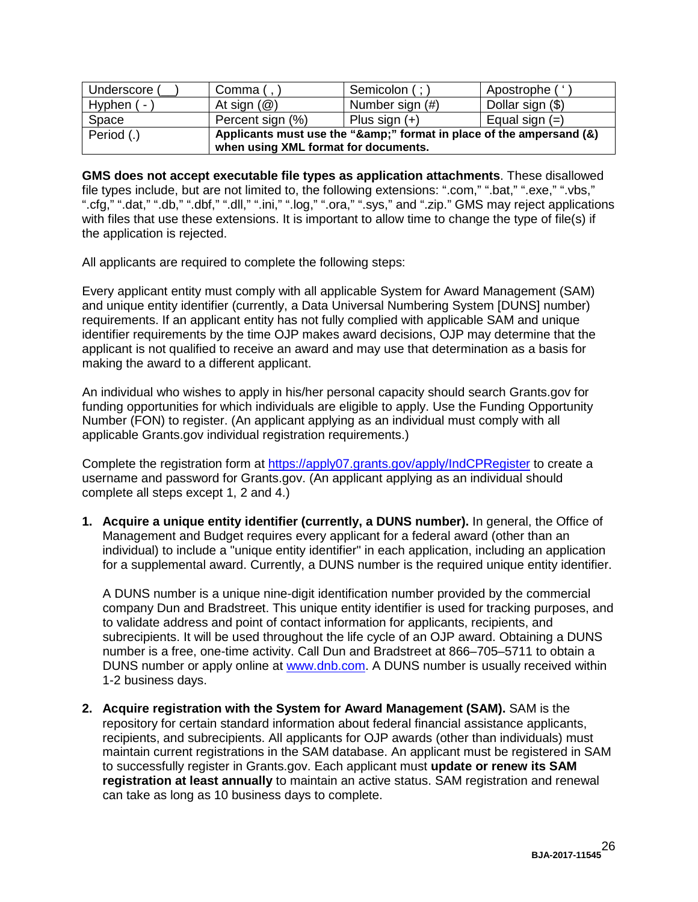| Underscore (__) | Comma ( , ) | Semicolon ( ; ) | Apostrophe ( ' ) |
|---|---|---|---|
| Hyphen ( - ) | At sign (@) | Number sign (#) | Dollar sign ($) |
| Space | Percent sign (%) | Plus sign (+) | Equal sign (=) |
| Period (.) | **Applicants must use the "&amp;" format in place of the ampersand (&) when using XML format for documents.** | | |

**GMS does not accept executable file types as application attachments**. These disallowed file types include, but are not limited to, the following extensions: ".com," ".bat," ".exe," ".vbs," ".cfg," ".dat," ".db," ".dbf," ".dll," ".ini," ".log," ".ora," ".sys," and ".zip." GMS may reject applications with files that use these extensions. It is important to allow time to change the type of file(s) if the application is rejected.

All applicants are required to complete the following steps:

Every applicant entity must comply with all applicable System for Award Management (SAM) and unique entity identifier (currently, a Data Universal Numbering System [DUNS] number) requirements. If an applicant entity has not fully complied with applicable SAM and unique identifier requirements by the time OJP makes award decisions, OJP may determine that the applicant is not qualified to receive an award and may use that determination as a basis for making the award to a different applicant.

An individual who wishes to apply in his/her personal capacity should search Grants.gov for funding opportunities for which individuals are eligible to apply. Use the Funding Opportunity Number (FON) to register. (An applicant applying as an individual must comply with all applicable Grants.gov individual registration requirements.)

Complete the registration form at https://apply07.grants.gov/apply/IndCPRegister to create a username and password for Grants.gov. (An applicant applying as an individual should complete all steps except 1, 2 and 4.)

1. **Acquire a unique entity identifier (currently, a DUNS number).** In general, the Office of Management and Budget requires every applicant for a federal award (other than an individual) to include a "unique entity identifier" in each application, including an application for a supplemental award. Currently, a DUNS number is the required unique entity identifier.

   A DUNS number is a unique nine-digit identification number provided by the commercial company Dun and Bradstreet. This unique entity identifier is used for tracking purposes, and to validate address and point of contact information for applicants, recipients, and subrecipients. It will be used throughout the life cycle of an OJP award. Obtaining a DUNS number is a free, one-time activity. Call Dun and Bradstreet at 866–705–5711 to obtain a DUNS number or apply online at www.dnb.com. A DUNS number is usually received within 1-2 business days.

2. **Acquire registration with the System for Award Management (SAM).** SAM is the repository for certain standard information about federal financial assistance applicants, recipients, and subrecipients. All applicants for OJP awards (other than individuals) must maintain current registrations in the SAM database. An applicant must be registered in SAM to successfully register in Grants.gov. Each applicant must **update or renew its SAM registration at least annually** to maintain an active status. SAM registration and renewal can take as long as 10 business days to complete.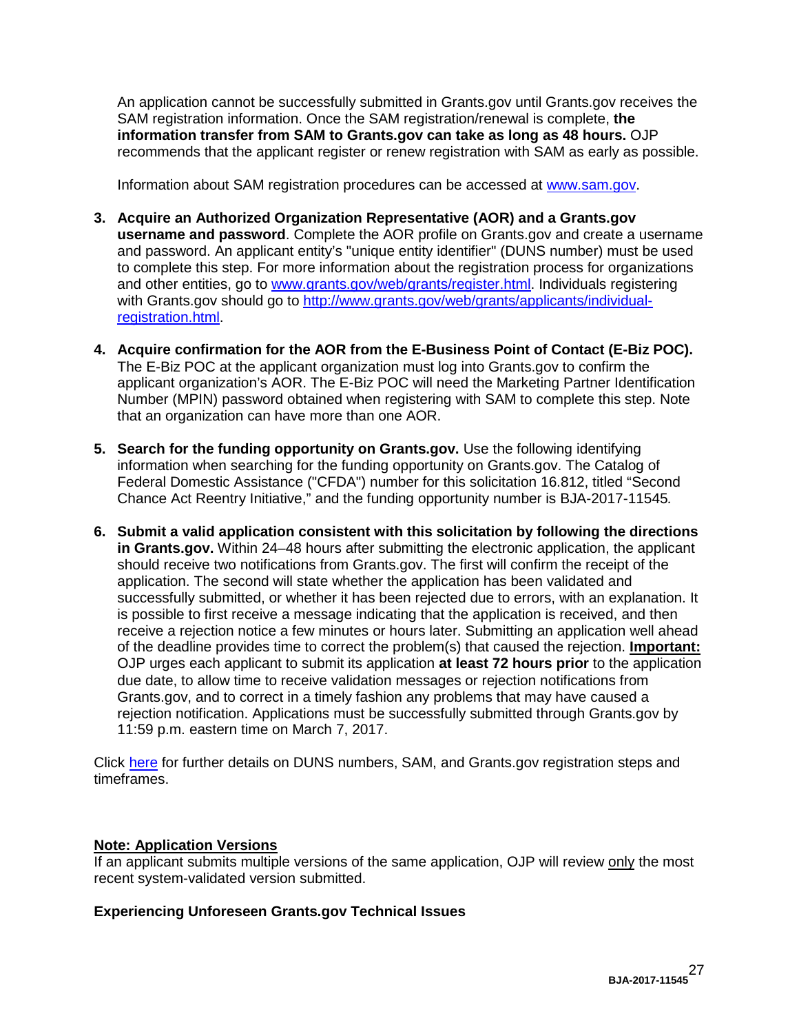An application cannot be successfully submitted in Grants.gov until Grants.gov receives the SAM registration information. Once the SAM registration/renewal is complete, **the information transfer from SAM to Grants.gov can take as long as 48 hours.** OJP recommends that the applicant register or renew registration with SAM as early as possible.

Information about SAM registration procedures can be accessed at [www.sam.gov](http://www.sam.gov).

3. **Acquire an Authorized Organization Representative (AOR) and a Grants.gov username and password**. Complete the AOR profile on Grants.gov and create a username and password. An applicant entity's "unique entity identifier" (DUNS number) must be used to complete this step. For more information about the registration process for organizations and other entities, go to [www.grants.gov/web/grants/register.html](http://www.grants.gov/web/grants/register.html). Individuals registering with Grants.gov should go to [http://www.grants.gov/web/grants/applicants/individual-registration.html](http://www.grants.gov/web/grants/applicants/individual-registration.html).

4. **Acquire confirmation for the AOR from the E-Business Point of Contact (E-Biz POC).** The E-Biz POC at the applicant organization must log into Grants.gov to confirm the applicant organization's AOR. The E-Biz POC will need the Marketing Partner Identification Number (MPIN) password obtained when registering with SAM to complete this step. Note that an organization can have more than one AOR.

5. **Search for the funding opportunity on Grants.gov.** Use the following identifying information when searching for the funding opportunity on Grants.gov. The Catalog of Federal Domestic Assistance ("CFDA") number for this solicitation 16.812, titled "Second Chance Act Reentry Initiative," and the funding opportunity number is BJA-2017-11545*.*

6. **Submit a valid application consistent with this solicitation by following the directions in Grants.gov.** Within 24–48 hours after submitting the electronic application, the applicant should receive two notifications from Grants.gov. The first will confirm the receipt of the application. The second will state whether the application has been validated and successfully submitted, or whether it has been rejected due to errors, with an explanation. It is possible to first receive a message indicating that the application is received, and then receive a rejection notice a few minutes or hours later. Submitting an application well ahead of the deadline provides time to correct the problem(s) that caused the rejection. **Important:** OJP urges each applicant to submit its application **at least 72 hours prior** to the application due date, to allow time to receive validation messages or rejection notifications from Grants.gov, and to correct in a timely fashion any problems that may have caused a rejection notification. Applications must be successfully submitted through Grants.gov by 11:59 p.m. eastern time on March 7, 2017.

Click here for further details on DUNS numbers, SAM, and Grants.gov registration steps and timeframes.

**Note: Application Versions**
If an applicant submits multiple versions of the same application, OJP will review only the most recent system-validated version submitted.

**Experiencing Unforeseen Grants.gov Technical Issues**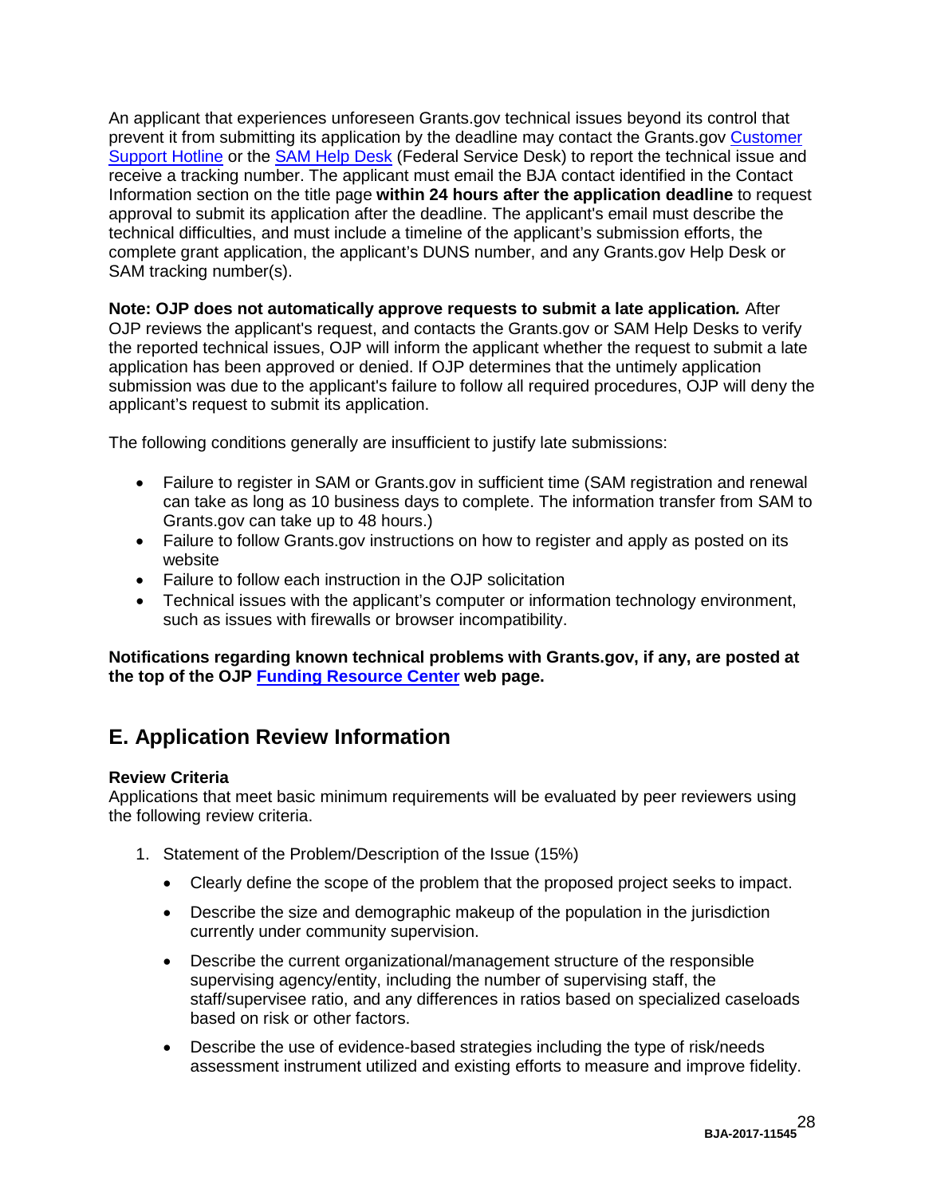An applicant that experiences unforeseen Grants.gov technical issues beyond its control that prevent it from submitting its application by the deadline may contact the Grants.gov Customer Support Hotline or the SAM Help Desk (Federal Service Desk) to report the technical issue and receive a tracking number. The applicant must email the BJA contact identified in the Contact Information section on the title page **within 24 hours after the application deadline** to request approval to submit its application after the deadline. The applicant's email must describe the technical difficulties, and must include a timeline of the applicant's submission efforts, the complete grant application, the applicant's DUNS number, and any Grants.gov Help Desk or SAM tracking number(s).

**Note: OJP does not automatically approve requests to submit a late application.** After OJP reviews the applicant's request, and contacts the Grants.gov or SAM Help Desks to verify the reported technical issues, OJP will inform the applicant whether the request to submit a late application has been approved or denied. If OJP determines that the untimely application submission was due to the applicant's failure to follow all required procedures, OJP will deny the applicant's request to submit its application.

The following conditions generally are insufficient to justify late submissions:

- Failure to register in SAM or Grants.gov in sufficient time (SAM registration and renewal can take as long as 10 business days to complete. The information transfer from SAM to Grants.gov can take up to 48 hours.)
- Failure to follow Grants.gov instructions on how to register and apply as posted on its website
- Failure to follow each instruction in the OJP solicitation
- Technical issues with the applicant's computer or information technology environment, such as issues with firewalls or browser incompatibility.

**Notifications regarding known technical problems with Grants.gov, if any, are posted at the top of the OJP Funding Resource Center web page.**

## E. Application Review Information

**Review Criteria**

Applications that meet basic minimum requirements will be evaluated by peer reviewers using the following review criteria.

1. Statement of the Problem/Description of the Issue (15%)

   - Clearly define the scope of the problem that the proposed project seeks to impact.
   - Describe the size and demographic makeup of the population in the jurisdiction currently under community supervision.
   - Describe the current organizational/management structure of the responsible supervising agency/entity, including the number of supervising staff, the staff/supervisee ratio, and any differences in ratios based on specialized caseloads based on risk or other factors.
   - Describe the use of evidence-based strategies including the type of risk/needs assessment instrument utilized and existing efforts to measure and improve fidelity.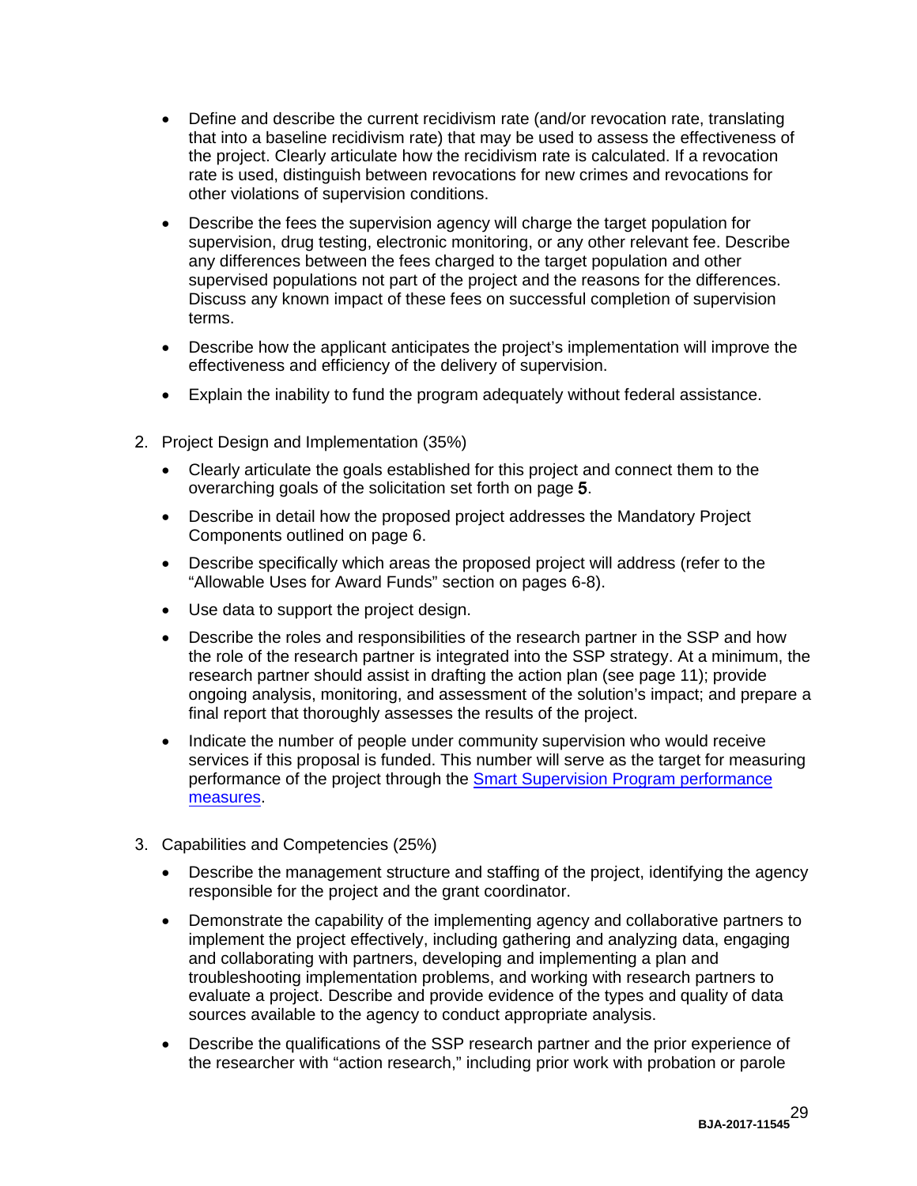- Define and describe the current recidivism rate (and/or revocation rate, translating that into a baseline recidivism rate) that may be used to assess the effectiveness of the project. Clearly articulate how the recidivism rate is calculated. If a revocation rate is used, distinguish between revocations for new crimes and revocations for other violations of supervision conditions.
- Describe the fees the supervision agency will charge the target population for supervision, drug testing, electronic monitoring, or any other relevant fee. Describe any differences between the fees charged to the target population and other supervised populations not part of the project and the reasons for the differences. Discuss any known impact of these fees on successful completion of supervision terms.
- Describe how the applicant anticipates the project's implementation will improve the effectiveness and efficiency of the delivery of supervision.
- Explain the inability to fund the program adequately without federal assistance.

2. Project Design and Implementation (35%)
   - Clearly articulate the goals established for this project and connect them to the overarching goals of the solicitation set forth on page **5**.
   - Describe in detail how the proposed project addresses the Mandatory Project Components outlined on page 6.
   - Describe specifically which areas the proposed project will address (refer to the "Allowable Uses for Award Funds" section on pages 6-8).
   - Use data to support the project design.
   - Describe the roles and responsibilities of the research partner in the SSP and how the role of the research partner is integrated into the SSP strategy. At a minimum, the research partner should assist in drafting the action plan (see page 11); provide ongoing analysis, monitoring, and assessment of the solution's impact; and prepare a final report that thoroughly assesses the results of the project.
   - Indicate the number of people under community supervision who would receive services if this proposal is funded. This number will serve as the target for measuring performance of the project through the [Smart Supervision Program performance measures](#).

3. Capabilities and Competencies (25%)
   - Describe the management structure and staffing of the project, identifying the agency responsible for the project and the grant coordinator.
   - Demonstrate the capability of the implementing agency and collaborative partners to implement the project effectively, including gathering and analyzing data, engaging and collaborating with partners, developing and implementing a plan and troubleshooting implementation problems, and working with research partners to evaluate a project. Describe and provide evidence of the types and quality of data sources available to the agency to conduct appropriate analysis.
   - Describe the qualifications of the SSP research partner and the prior experience of the researcher with "action research," including prior work with probation or parole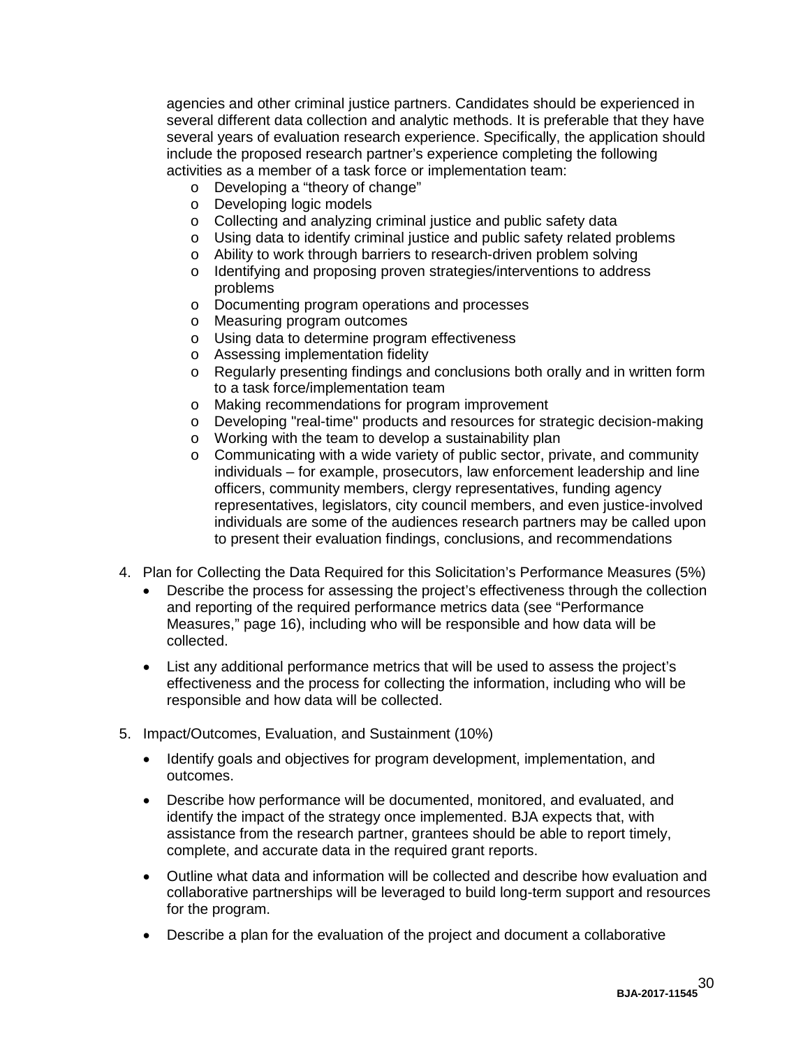agencies and other criminal justice partners. Candidates should be experienced in several different data collection and analytic methods. It is preferable that they have several years of evaluation research experience. Specifically, the application should include the proposed research partner's experience completing the following activities as a member of a task force or implementation team:

- Developing a "theory of change"
- Developing logic models
- Collecting and analyzing criminal justice and public safety data
- Using data to identify criminal justice and public safety related problems
- Ability to work through barriers to research-driven problem solving
- Identifying and proposing proven strategies/interventions to address problems
- Documenting program operations and processes
- Measuring program outcomes
- Using data to determine program effectiveness
- Assessing implementation fidelity
- Regularly presenting findings and conclusions both orally and in written form to a task force/implementation team
- Making recommendations for program improvement
- Developing "real-time" products and resources for strategic decision-making
- Working with the team to develop a sustainability plan
- Communicating with a wide variety of public sector, private, and community individuals – for example, prosecutors, law enforcement leadership and line officers, community members, clergy representatives, funding agency representatives, legislators, city council members, and even justice-involved individuals are some of the audiences research partners may be called upon to present their evaluation findings, conclusions, and recommendations

4. Plan for Collecting the Data Required for this Solicitation's Performance Measures (5%)
   - Describe the process for assessing the project's effectiveness through the collection and reporting of the required performance metrics data (see "Performance Measures," page 16), including who will be responsible and how data will be collected.
   - List any additional performance metrics that will be used to assess the project's effectiveness and the process for collecting the information, including who will be responsible and how data will be collected.

5. Impact/Outcomes, Evaluation, and Sustainment (10%)
   - Identify goals and objectives for program development, implementation, and outcomes.
   - Describe how performance will be documented, monitored, and evaluated, and identify the impact of the strategy once implemented. BJA expects that, with assistance from the research partner, grantees should be able to report timely, complete, and accurate data in the required grant reports.
   - Outline what data and information will be collected and describe how evaluation and collaborative partnerships will be leveraged to build long-term support and resources for the program.
   - Describe a plan for the evaluation of the project and document a collaborative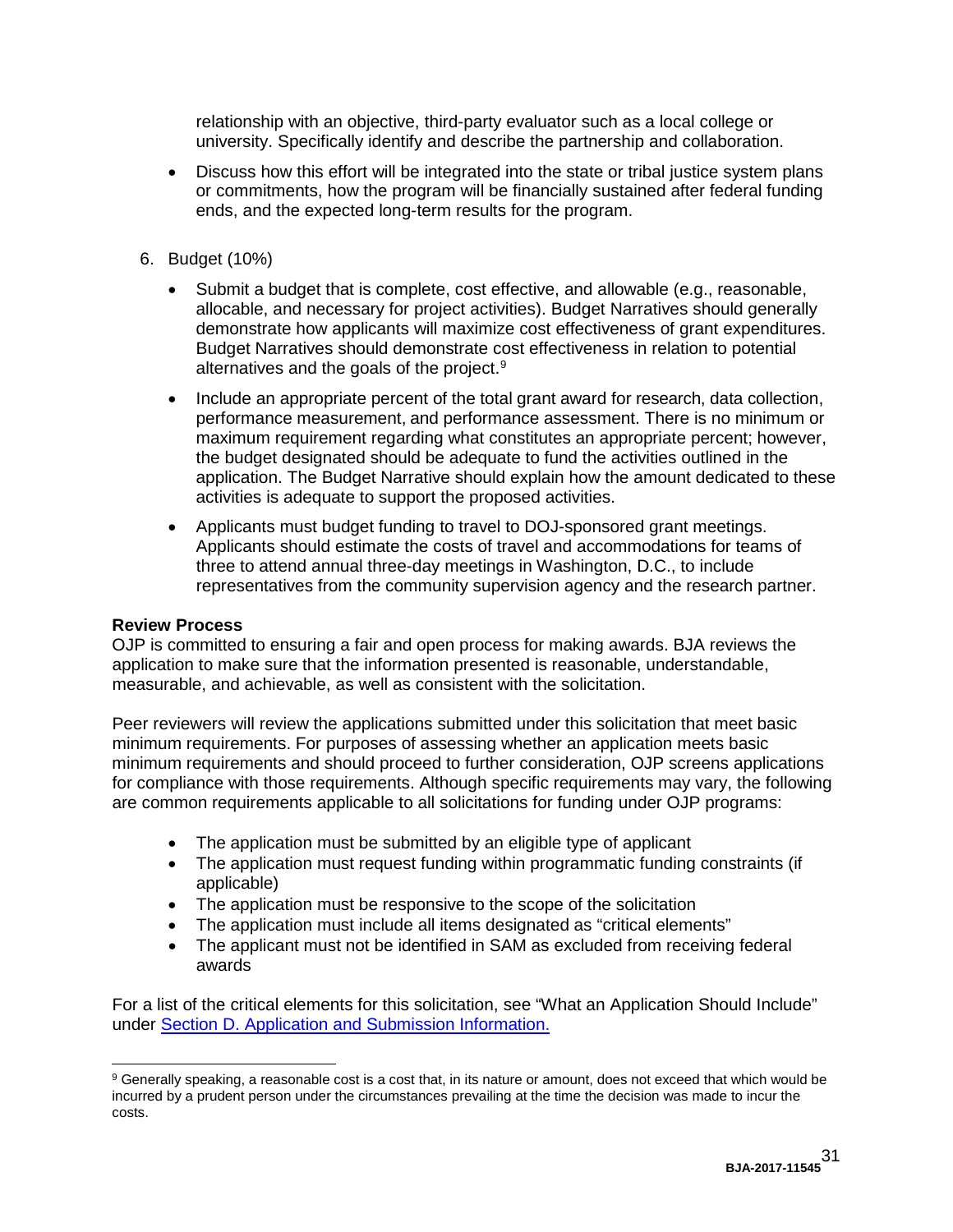relationship with an objective, third-party evaluator such as a local college or university. Specifically identify and describe the partnership and collaboration.

- Discuss how this effort will be integrated into the state or tribal justice system plans or commitments, how the program will be financially sustained after federal funding ends, and the expected long-term results for the program.

6. Budget (10%)

    - Submit a budget that is complete, cost effective, and allowable (e.g., reasonable, allocable, and necessary for project activities). Budget Narratives should generally demonstrate how applicants will maximize cost effectiveness of grant expenditures. Budget Narratives should demonstrate cost effectiveness in relation to potential alternatives and the goals of the project.[9]
    - Include an appropriate percent of the total grant award for research, data collection, performance measurement, and performance assessment. There is no minimum or maximum requirement regarding what constitutes an appropriate percent; however, the budget designated should be adequate to fund the activities outlined in the application. The Budget Narrative should explain how the amount dedicated to these activities is adequate to support the proposed activities.
    - Applicants must budget funding to travel to DOJ-sponsored grant meetings. Applicants should estimate the costs of travel and accommodations for teams of three to attend annual three-day meetings in Washington, D.C., to include representatives from the community supervision agency and the research partner.

**Review Process**

OJP is committed to ensuring a fair and open process for making awards. BJA reviews the application to make sure that the information presented is reasonable, understandable, measurable, and achievable, as well as consistent with the solicitation.

Peer reviewers will review the applications submitted under this solicitation that meet basic minimum requirements. For purposes of assessing whether an application meets basic minimum requirements and should proceed to further consideration, OJP screens applications for compliance with those requirements. Although specific requirements may vary, the following are common requirements applicable to all solicitations for funding under OJP programs:

- The application must be submitted by an eligible type of applicant
- The application must request funding within programmatic funding constraints (if applicable)
- The application must be responsive to the scope of the solicitation
- The application must include all items designated as "critical elements"
- The applicant must not be identified in SAM as excluded from receiving federal awards

For a list of the critical elements for this solicitation, see "What an Application Should Include" under Section D. Application and Submission Information.

---

[9] Generally speaking, a reasonable cost is a cost that, in its nature or amount, does not exceed that which would be incurred by a prudent person under the circumstances prevailing at the time the decision was made to incur the costs.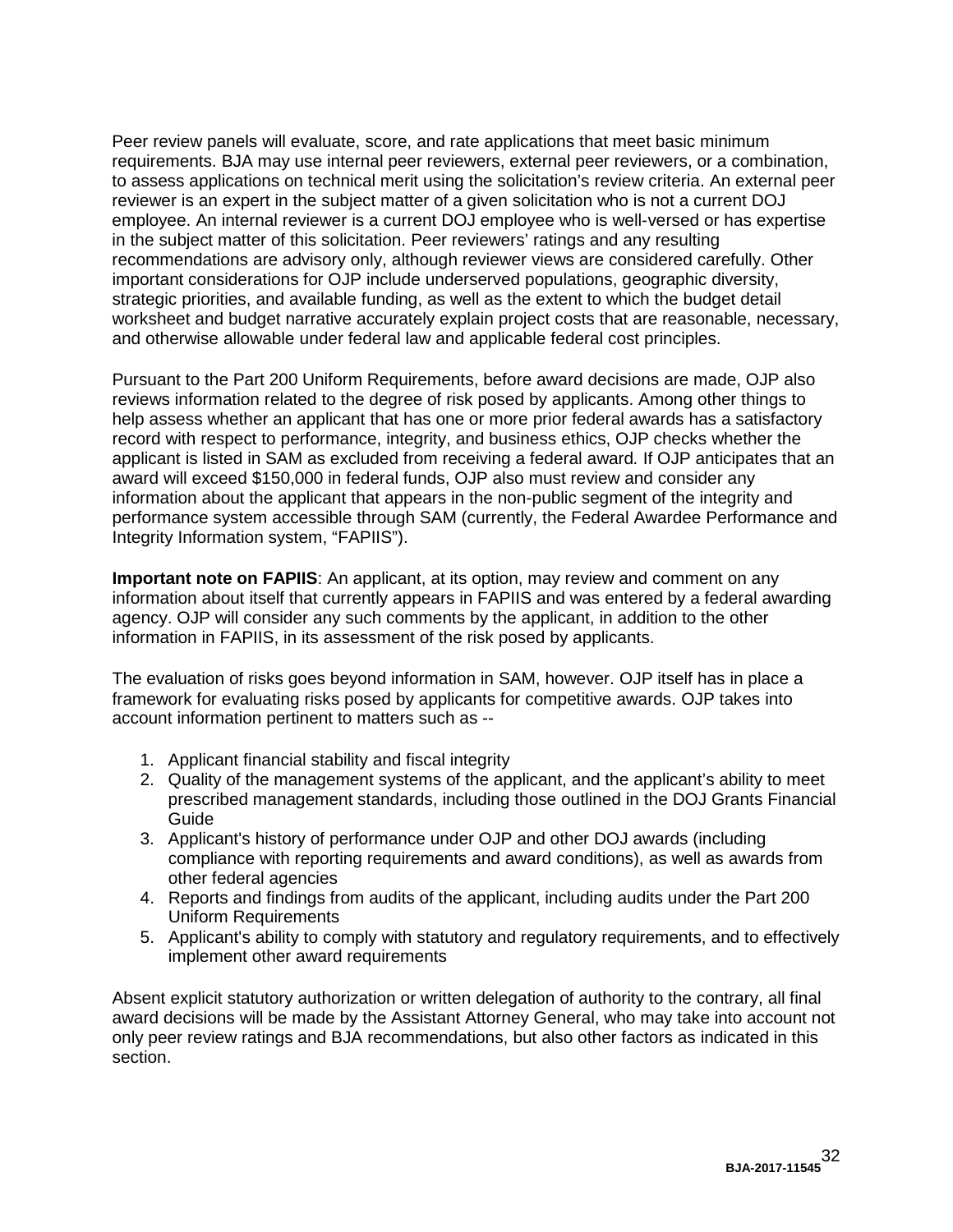Peer review panels will evaluate, score, and rate applications that meet basic minimum requirements. BJA may use internal peer reviewers, external peer reviewers, or a combination, to assess applications on technical merit using the solicitation's review criteria. An external peer reviewer is an expert in the subject matter of a given solicitation who is not a current DOJ employee. An internal reviewer is a current DOJ employee who is well-versed or has expertise in the subject matter of this solicitation. Peer reviewers' ratings and any resulting recommendations are advisory only, although reviewer views are considered carefully. Other important considerations for OJP include underserved populations, geographic diversity, strategic priorities, and available funding, as well as the extent to which the budget detail worksheet and budget narrative accurately explain project costs that are reasonable, necessary, and otherwise allowable under federal law and applicable federal cost principles.

Pursuant to the Part 200 Uniform Requirements, before award decisions are made, OJP also reviews information related to the degree of risk posed by applicants. Among other things to help assess whether an applicant that has one or more prior federal awards has a satisfactory record with respect to performance, integrity, and business ethics, OJP checks whether the applicant is listed in SAM as excluded from receiving a federal award. If OJP anticipates that an award will exceed $150,000 in federal funds, OJP also must review and consider any information about the applicant that appears in the non-public segment of the integrity and performance system accessible through SAM (currently, the Federal Awardee Performance and Integrity Information system, "FAPIIS").

**Important note on FAPIIS**: An applicant, at its option, may review and comment on any information about itself that currently appears in FAPIIS and was entered by a federal awarding agency. OJP will consider any such comments by the applicant, in addition to the other information in FAPIIS, in its assessment of the risk posed by applicants.

The evaluation of risks goes beyond information in SAM, however. OJP itself has in place a framework for evaluating risks posed by applicants for competitive awards. OJP takes into account information pertinent to matters such as --

1. Applicant financial stability and fiscal integrity
2. Quality of the management systems of the applicant, and the applicant's ability to meet prescribed management standards, including those outlined in the DOJ Grants Financial Guide
3. Applicant's history of performance under OJP and other DOJ awards (including compliance with reporting requirements and award conditions), as well as awards from other federal agencies
4. Reports and findings from audits of the applicant, including audits under the Part 200 Uniform Requirements
5. Applicant's ability to comply with statutory and regulatory requirements, and to effectively implement other award requirements

Absent explicit statutory authorization or written delegation of authority to the contrary, all final award decisions will be made by the Assistant Attorney General, who may take into account not only peer review ratings and BJA recommendations, but also other factors as indicated in this section.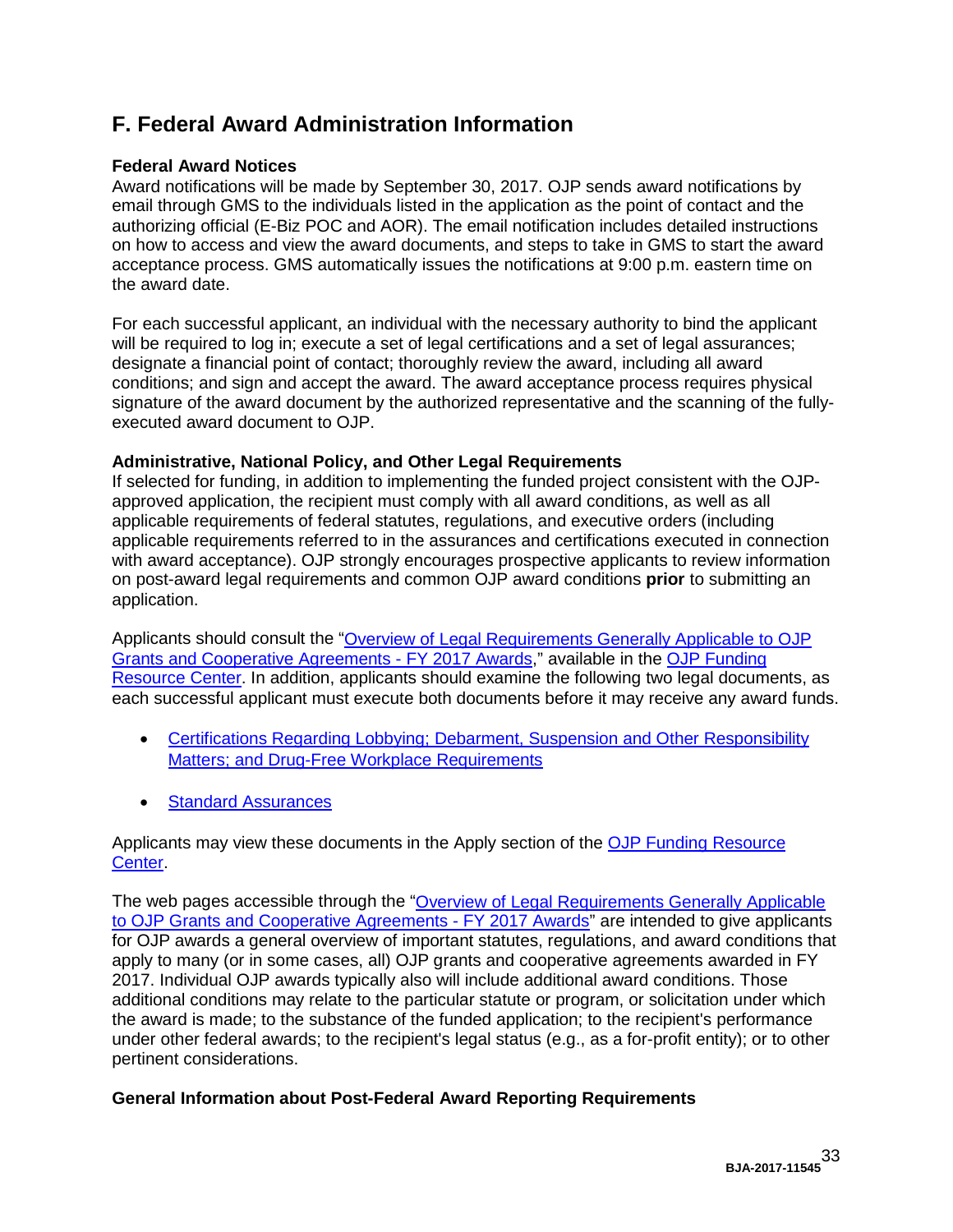## F. Federal Award Administration Information

### Federal Award Notices

Award notifications will be made by September 30, 2017. OJP sends award notifications by email through GMS to the individuals listed in the application as the point of contact and the authorizing official (E-Biz POC and AOR). The email notification includes detailed instructions on how to access and view the award documents, and steps to take in GMS to start the award acceptance process. GMS automatically issues the notifications at 9:00 p.m. eastern time on the award date.

For each successful applicant, an individual with the necessary authority to bind the applicant will be required to log in; execute a set of legal certifications and a set of legal assurances; designate a financial point of contact; thoroughly review the award, including all award conditions; and sign and accept the award. The award acceptance process requires physical signature of the award document by the authorized representative and the scanning of the fully-executed award document to OJP.

### Administrative, National Policy, and Other Legal Requirements

If selected for funding, in addition to implementing the funded project consistent with the OJP-approved application, the recipient must comply with all award conditions, as well as all applicable requirements of federal statutes, regulations, and executive orders (including applicable requirements referred to in the assurances and certifications executed in connection with award acceptance). OJP strongly encourages prospective applicants to review information on post-award legal requirements and common OJP award conditions **prior** to submitting an application.

Applicants should consult the "Overview of Legal Requirements Generally Applicable to OJP Grants and Cooperative Agreements - FY 2017 Awards," available in the OJP Funding Resource Center. In addition, applicants should examine the following two legal documents, as each successful applicant must execute both documents before it may receive any award funds.

- Certifications Regarding Lobbying; Debarment, Suspension and Other Responsibility Matters; and Drug-Free Workplace Requirements
- Standard Assurances

Applicants may view these documents in the Apply section of the OJP Funding Resource Center.

The web pages accessible through the "Overview of Legal Requirements Generally Applicable to OJP Grants and Cooperative Agreements - FY 2017 Awards" are intended to give applicants for OJP awards a general overview of important statutes, regulations, and award conditions that apply to many (or in some cases, all) OJP grants and cooperative agreements awarded in FY 2017. Individual OJP awards typically also will include additional award conditions. Those additional conditions may relate to the particular statute or program, or solicitation under which the award is made; to the substance of the funded application; to the recipient's performance under other federal awards; to the recipient's legal status (e.g., as a for-profit entity); or to other pertinent considerations.

### General Information about Post-Federal Award Reporting Requirements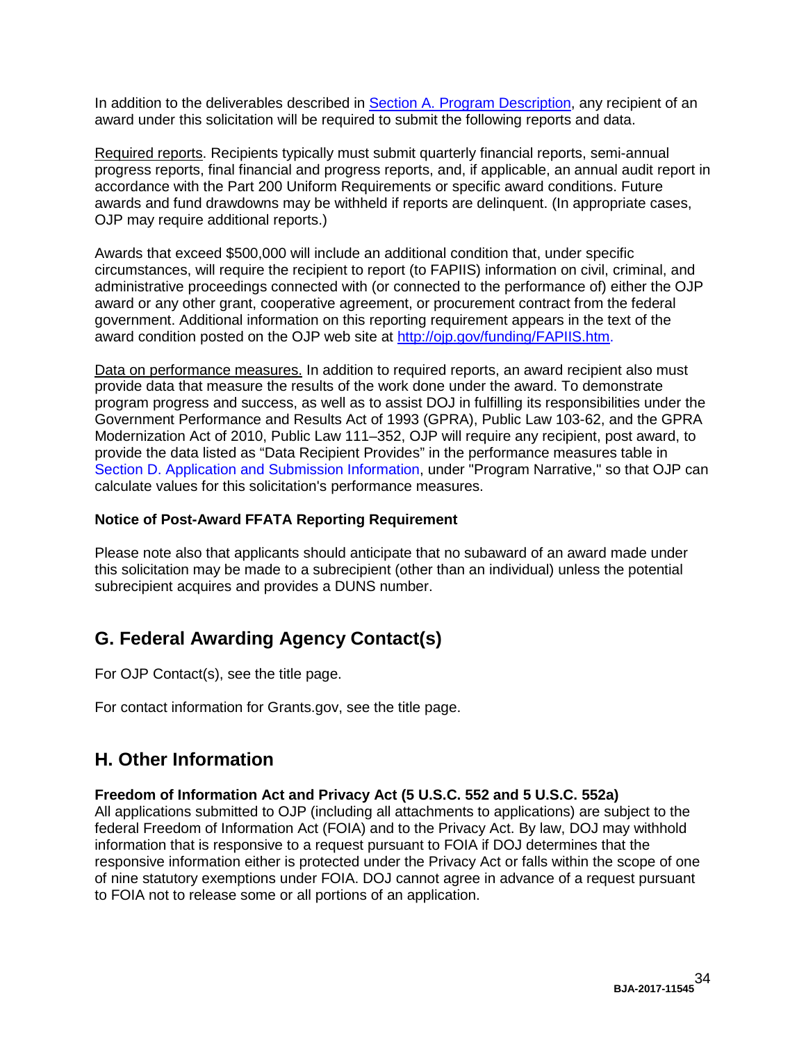In addition to the deliverables described in [Section A. Program Description](), any recipient of an award under this solicitation will be required to submit the following reports and data.

Required reports. Recipients typically must submit quarterly financial reports, semi-annual progress reports, final financial and progress reports, and, if applicable, an annual audit report in accordance with the Part 200 Uniform Requirements or specific award conditions. Future awards and fund drawdowns may be withheld if reports are delinquent. (In appropriate cases, OJP may require additional reports.)

Awards that exceed $500,000 will include an additional condition that, under specific circumstances, will require the recipient to report (to FAPIIS) information on civil, criminal, and administrative proceedings connected with (or connected to the performance of) either the OJP award or any other grant, cooperative agreement, or procurement contract from the federal government. Additional information on this reporting requirement appears in the text of the award condition posted on the OJP web site at [http://ojp.gov/funding/FAPIIS.htm](http://ojp.gov/funding/FAPIIS.htm).

Data on performance measures. In addition to required reports, an award recipient also must provide data that measure the results of the work done under the award. To demonstrate program progress and success, as well as to assist DOJ in fulfilling its responsibilities under the Government Performance and Results Act of 1993 (GPRA), Public Law 103-62, and the GPRA Modernization Act of 2010, Public Law 111–352, OJP will require any recipient, post award, to provide the data listed as "Data Recipient Provides" in the performance measures table in Section D. Application and Submission Information, under "Program Narrative," so that OJP can calculate values for this solicitation's performance measures.

**Notice of Post-Award FFATA Reporting Requirement**

Please note also that applicants should anticipate that no subaward of an award made under this solicitation may be made to a subrecipient (other than an individual) unless the potential subrecipient acquires and provides a DUNS number.

## G. Federal Awarding Agency Contact(s)

For OJP Contact(s), see the title page.

For contact information for Grants.gov, see the title page.

## H. Other Information

**Freedom of Information Act and Privacy Act (5 U.S.C. 552 and 5 U.S.C. 552a)**
All applications submitted to OJP (including all attachments to applications) are subject to the federal Freedom of Information Act (FOIA) and to the Privacy Act. By law, DOJ may withhold information that is responsive to a request pursuant to FOIA if DOJ determines that the responsive information either is protected under the Privacy Act or falls within the scope of one of nine statutory exemptions under FOIA. DOJ cannot agree in advance of a request pursuant to FOIA not to release some or all portions of an application.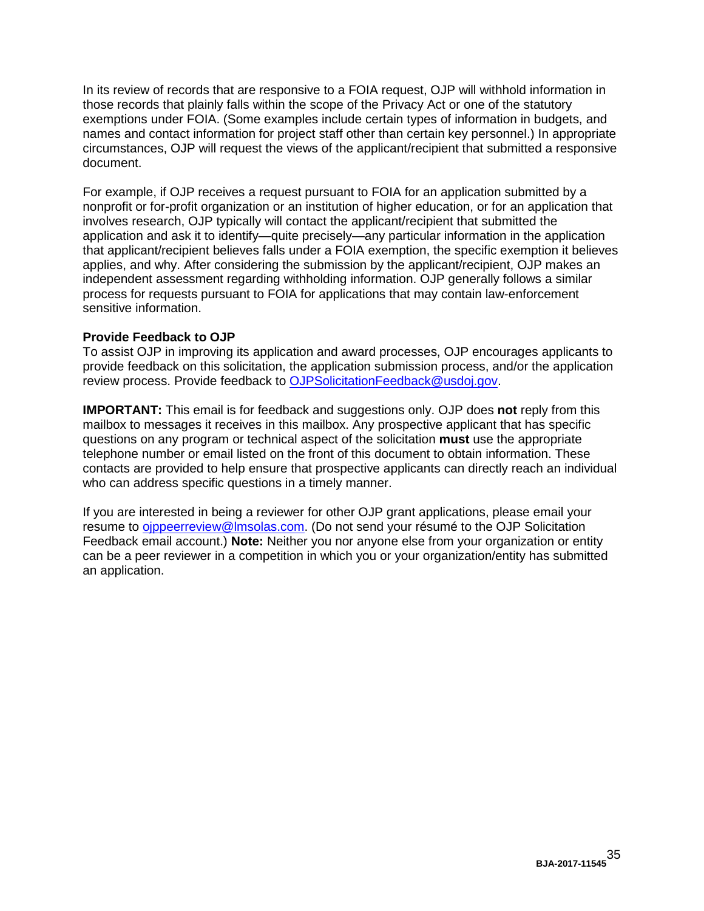In its review of records that are responsive to a FOIA request, OJP will withhold information in those records that plainly falls within the scope of the Privacy Act or one of the statutory exemptions under FOIA. (Some examples include certain types of information in budgets, and names and contact information for project staff other than certain key personnel.) In appropriate circumstances, OJP will request the views of the applicant/recipient that submitted a responsive document.

For example, if OJP receives a request pursuant to FOIA for an application submitted by a nonprofit or for-profit organization or an institution of higher education, or for an application that involves research, OJP typically will contact the applicant/recipient that submitted the application and ask it to identify—quite precisely—any particular information in the application that applicant/recipient believes falls under a FOIA exemption, the specific exemption it believes applies, and why. After considering the submission by the applicant/recipient, OJP makes an independent assessment regarding withholding information. OJP generally follows a similar process for requests pursuant to FOIA for applications that may contain law-enforcement sensitive information.

**Provide Feedback to OJP**

To assist OJP in improving its application and award processes, OJP encourages applicants to provide feedback on this solicitation, the application submission process, and/or the application review process. Provide feedback to OJPSolicitationFeedback@usdoj.gov.

**IMPORTANT:** This email is for feedback and suggestions only. OJP does **not** reply from this mailbox to messages it receives in this mailbox. Any prospective applicant that has specific questions on any program or technical aspect of the solicitation **must** use the appropriate telephone number or email listed on the front of this document to obtain information. These contacts are provided to help ensure that prospective applicants can directly reach an individual who can address specific questions in a timely manner.

If you are interested in being a reviewer for other OJP grant applications, please email your resume to ojppeerreview@lmsolas.com. (Do not send your résumé to the OJP Solicitation Feedback email account.) **Note:** Neither you nor anyone else from your organization or entity can be a peer reviewer in a competition in which you or your organization/entity has submitted an application.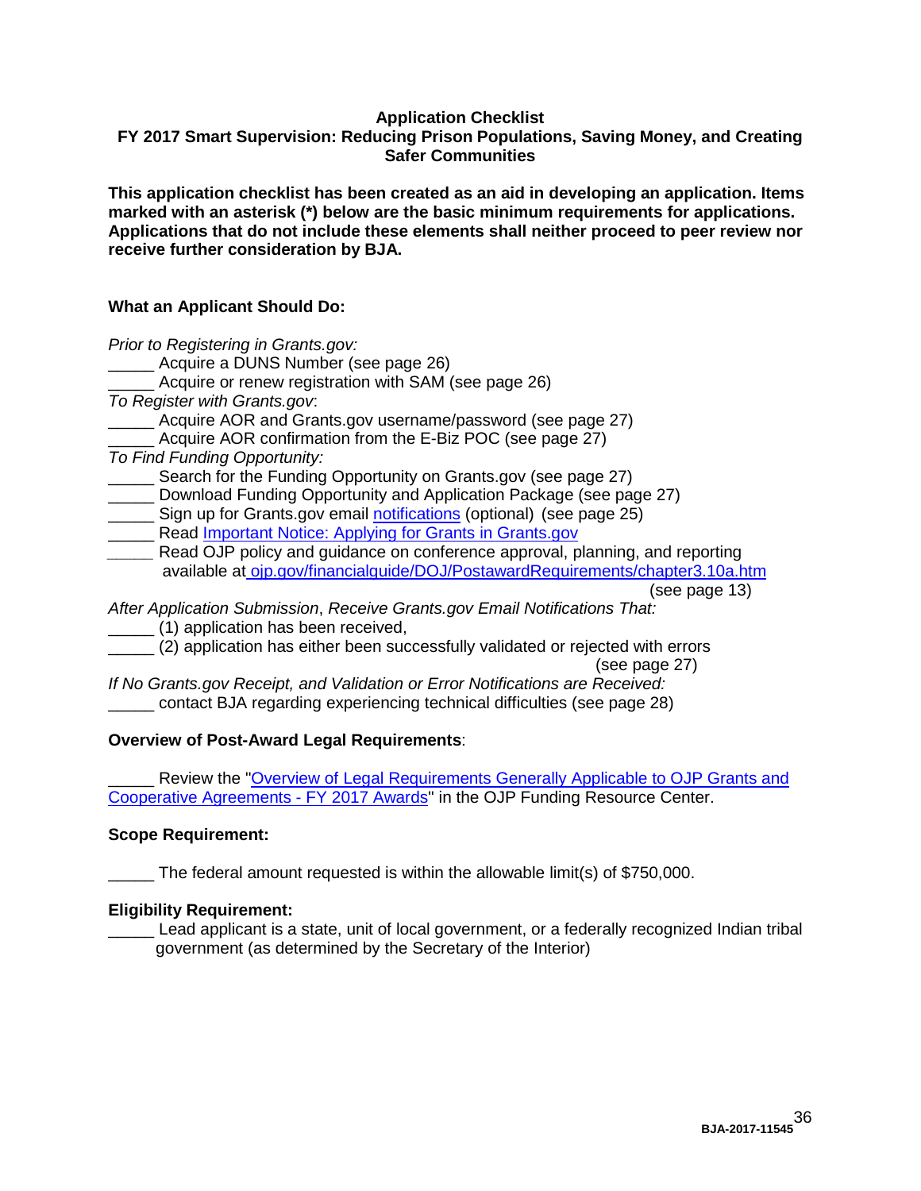**Application Checklist**
**FY 2017 Smart Supervision: Reducing Prison Populations, Saving Money, and Creating Safer Communities**

**This application checklist has been created as an aid in developing an application. Items marked with an asterisk (*) below are the basic minimum requirements for applications. Applications that do not include these elements shall neither proceed to peer review nor receive further consideration by BJA.**

**What an Applicant Should Do:**

*Prior to Registering in Grants.gov:*
_____ Acquire a DUNS Number (see page 26)
_____ Acquire or renew registration with SAM (see page 26)
*To Register with Grants.gov*:
_____ Acquire AOR and Grants.gov username/password (see page 27)
_____ Acquire AOR confirmation from the E-Biz POC (see page 27)
*To Find Funding Opportunity:*
_____ Search for the Funding Opportunity on Grants.gov (see page 27)
_____ Download Funding Opportunity and Application Package (see page 27)
_____ Sign up for Grants.gov email notifications (optional) (see page 25)
_____ Read Important Notice: Applying for Grants in Grants.gov
_____ Read OJP policy and guidance on conference approval, planning, and reporting available at ojp.gov/financialguide/DOJ/PostawardRequirements/chapter3.10a.htm (see page 13)
*After Application Submission*, *Receive Grants.gov Email Notifications That:*
_____ (1) application has been received,
_____ (2) application has either been successfully validated or rejected with errors (see page 27)
*If No Grants.gov Receipt, and Validation or Error Notifications are Received:*
_____ contact BJA regarding experiencing technical difficulties (see page 28)

**Overview of Post-Award Legal Requirements**:

_____ Review the "Overview of Legal Requirements Generally Applicable to OJP Grants and Cooperative Agreements - FY 2017 Awards" in the OJP Funding Resource Center.

**Scope Requirement:**

_____ The federal amount requested is within the allowable limit(s) of $750,000.

**Eligibility Requirement:**
_____ Lead applicant is a state, unit of local government, or a federally recognized Indian tribal government (as determined by the Secretary of the Interior)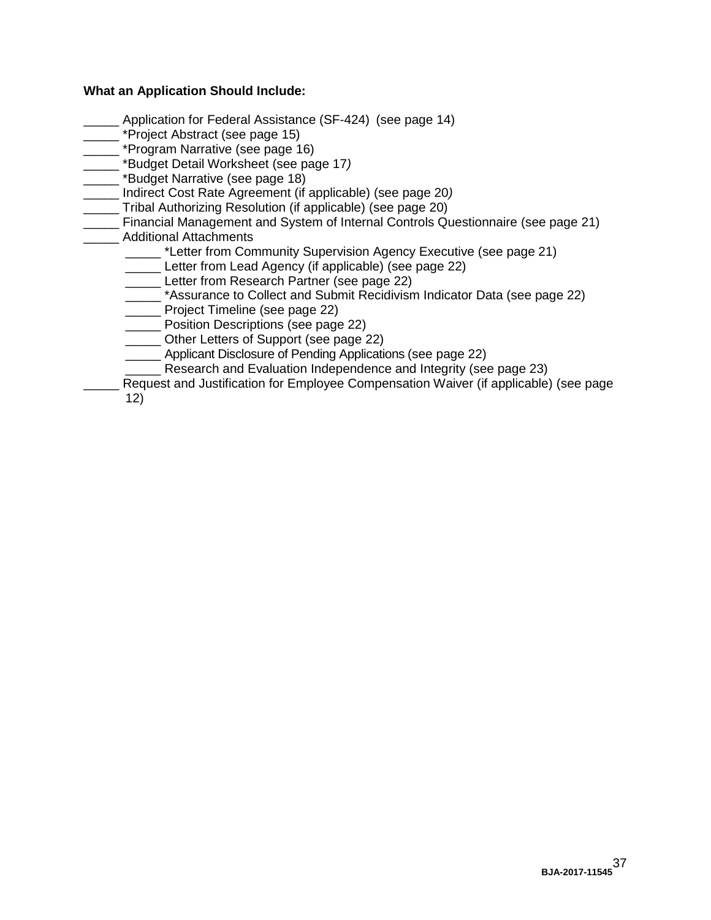**What an Application Should Include:**

_____ Application for Federal Assistance (SF-424) (see page 14)
_____ *Project Abstract (see page 15)
_____ *Program Narrative (see page 16)
_____ *Budget Detail Worksheet (see page 17)
_____ *Budget Narrative (see page 18)
_____ Indirect Cost Rate Agreement (if applicable) (see page 20)
_____ Tribal Authorizing Resolution (if applicable) (see page 20)
_____ Financial Management and System of Internal Controls Questionnaire (see page 21)
_____ Additional Attachments
  _____ *Letter from Community Supervision Agency Executive (see page 21)
  _____ Letter from Lead Agency (if applicable) (see page 22)
  _____ Letter from Research Partner (see page 22)
  _____ *Assurance to Collect and Submit Recidivism Indicator Data (see page 22)
  _____ Project Timeline (see page 22)
  _____ Position Descriptions (see page 22)
  _____ Other Letters of Support (see page 22)
  _____ Applicant Disclosure of Pending Applications (see page 22)
  _____ Research and Evaluation Independence and Integrity (see page 23)
_____ Request and Justification for Employee Compensation Waiver (if applicable) (see page 12)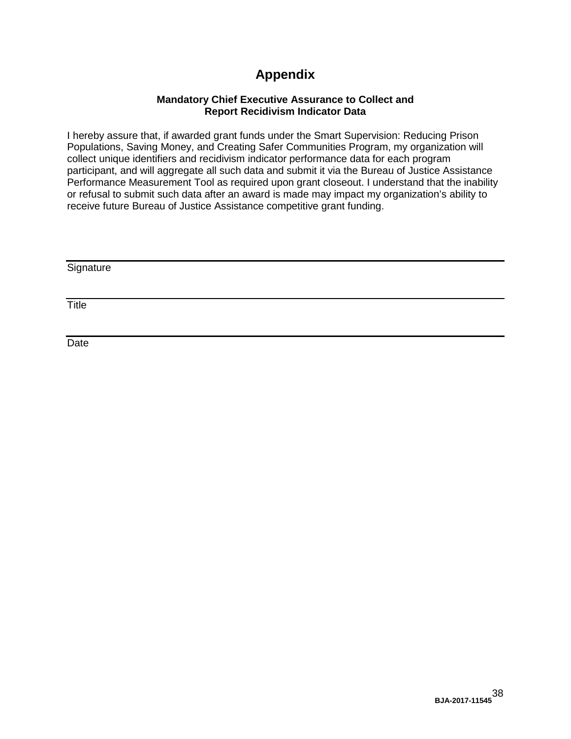# Appendix

**Mandatory Chief Executive Assurance to Collect and Report Recidivism Indicator Data**

I hereby assure that, if awarded grant funds under the Smart Supervision: Reducing Prison Populations, Saving Money, and Creating Safer Communities Program, my organization will collect unique identifiers and recidivism indicator performance data for each program participant, and will aggregate all such data and submit it via the Bureau of Justice Assistance Performance Measurement Tool as required upon grant closeout. I understand that the inability or refusal to submit such data after an award is made may impact my organization's ability to receive future Bureau of Justice Assistance competitive grant funding.

\_\_\_\_\_\_\_\_\_\_\_\_\_\_\_\_\_\_\_\_\_\_\_\_\_\_\_\_\_\_\_\_\_\_\_\_\_\_\_\_

Signature

\_\_\_\_\_\_\_\_\_\_\_\_\_\_\_\_\_\_\_\_\_\_\_\_\_\_\_\_\_\_\_\_\_\_\_\_\_\_\_\_

Title

\_\_\_\_\_\_\_\_\_\_\_\_\_\_\_\_\_\_\_\_\_\_\_\_\_\_\_\_\_\_\_\_\_\_\_\_\_\_\_\_

Date

**BJA-2017-11545**